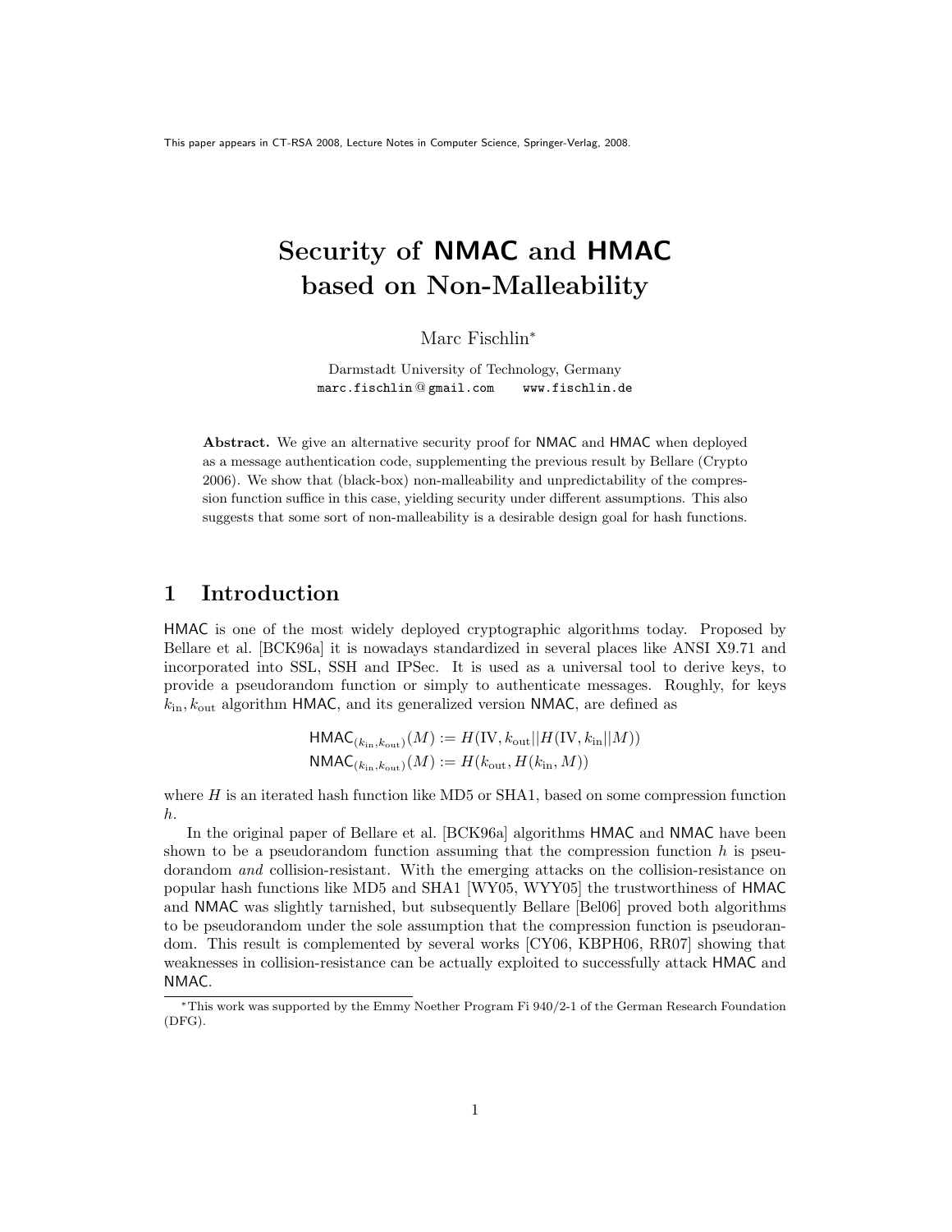This paper appears in CT-RSA 2008, Lecture Notes in Computer Science, Springer-Verlag, 2008.

# Security of NMAC and HMAC based on Non-Malleability

Marc Fischlin*

Darmstadt University of Technology, Germany
marc.fischlin@gmail.com    www.fischlin.de

**Abstract.** We give an alternative security proof for NMAC and HMAC when deployed as a message authentication code, supplementing the previous result by Bellare (Crypto 2006). We show that (black-box) non-malleability and unpredictability of the compression function suffice in this case, yielding security under different assumptions. This also suggests that some sort of non-malleability is a desirable design goal for hash functions.

## 1 Introduction

HMAC is one of the most widely deployed cryptographic algorithms today. Proposed by Bellare et al. [BCK96a] it is nowadays standardized in several places like ANSI X9.71 and incorporated into SSL, SSH and IPSec. It is used as a universal tool to derive keys, to provide a pseudorandom function or simply to authenticate messages. Roughly, for keys $k_{\text{in}}, k_{\text{out}}$ algorithm HMAC, and its generalized version NMAC, are defined as

$$\mathsf{HMAC}_{(k_{\text{in}},k_{\text{out}})}(M) := H(\text{IV}, k_{\text{out}}||H(\text{IV}, k_{\text{in}}||M))$$
$$\mathsf{NMAC}_{(k_{\text{in}},k_{\text{out}})}(M) := H(k_{\text{out}}, H(k_{\text{in}}, M))$$

where $H$ is an iterated hash function like MD5 or SHA1, based on some compression function $h$.

In the original paper of Bellare et al. [BCK96a] algorithms HMAC and NMAC have been shown to be a pseudorandom function assuming that the compression function $h$ is pseudorandom *and* collision-resistant. With the emerging attacks on the collision-resistance on popular hash functions like MD5 and SHA1 [WY05, WYY05] the trustworthiness of HMAC and NMAC was slightly tarnished, but subsequently Bellare [Bel06] proved both algorithms to be pseudorandom under the sole assumption that the compression function is pseudorandom. This result is complemented by several works [CY06, KBPH06, RR07] showing that weaknesses in collision-resistance can be actually exploited to successfully attack HMAC and NMAC.

*This work was supported by the Emmy Noether Program Fi 940/2-1 of the German Research Foundation (DFG).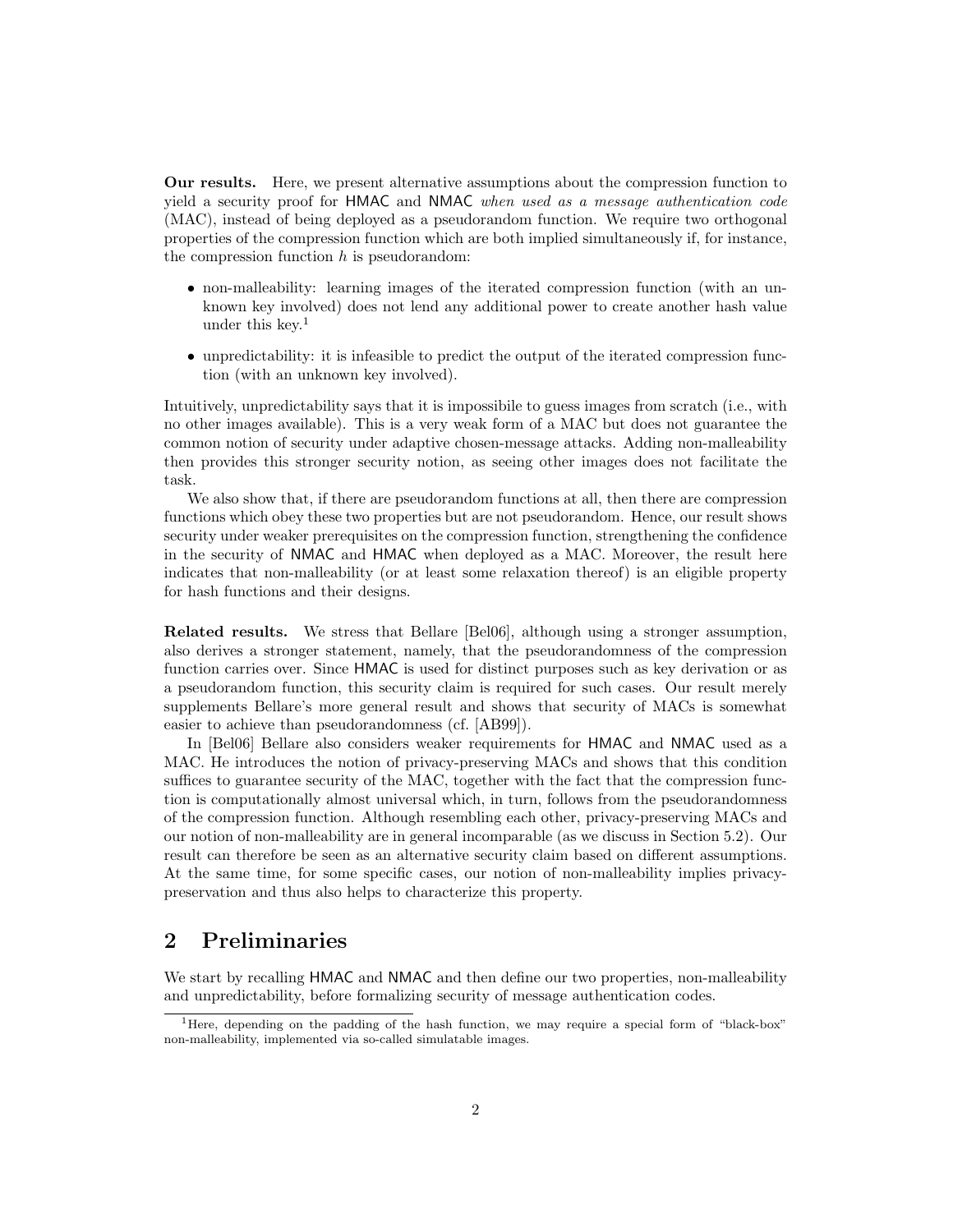**Our results.** Here, we present alternative assumptions about the compression function to yield a security proof for HMAC and NMAC *when used as a message authentication code* (MAC), instead of being deployed as a pseudorandom function. We require two orthogonal properties of the compression function which are both implied simultaneously if, for instance, the compression function $h$ is pseudorandom:

- non-malleability: learning images of the iterated compression function (with an unknown key involved) does not lend any additional power to create another hash value under this key.[1]
- unpredictability: it is infeasible to predict the output of the iterated compression function (with an unknown key involved).

Intuitively, unpredictability says that it is impossibile to guess images from scratch (i.e., with no other images available). This is a very weak form of a MAC but does not guarantee the common notion of security under adaptive chosen-message attacks. Adding non-malleability then provides this stronger security notion, as seeing other images does not facilitate the task.

We also show that, if there are pseudorandom functions at all, then there are compression functions which obey these two properties but are not pseudorandom. Hence, our result shows security under weaker prerequisites on the compression function, strengthening the confidence in the security of NMAC and HMAC when deployed as a MAC. Moreover, the result here indicates that non-malleability (or at least some relaxation thereof) is an eligible property for hash functions and their designs.

**Related results.** We stress that Bellare [Bel06], although using a stronger assumption, also derives a stronger statement, namely, that the pseudorandomness of the compression function carries over. Since HMAC is used for distinct purposes such as key derivation or as a pseudorandom function, this security claim is required for such cases. Our result merely supplements Bellare's more general result and shows that security of MACs is somewhat easier to achieve than pseudorandomness (cf. [AB99]).

In [Bel06] Bellare also considers weaker requirements for HMAC and NMAC used as a MAC. He introduces the notion of privacy-preserving MACs and shows that this condition suffices to guarantee security of the MAC, together with the fact that the compression function is computationally almost universal which, in turn, follows from the pseudorandomness of the compression function. Although resembling each other, privacy-preserving MACs and our notion of non-malleability are in general incomparable (as we discuss in Section 5.2). Our result can therefore be seen as an alternative security claim based on different assumptions. At the same time, for some specific cases, our notion of non-malleability implies privacy-preservation and thus also helps to characterize this property.

## 2 Preliminaries

We start by recalling HMAC and NMAC and then define our two properties, non-malleability and unpredictability, before formalizing security of message authentication codes.

[1] Here, depending on the padding of the hash function, we may require a special form of "black-box" non-malleability, implemented via so-called simulatable images.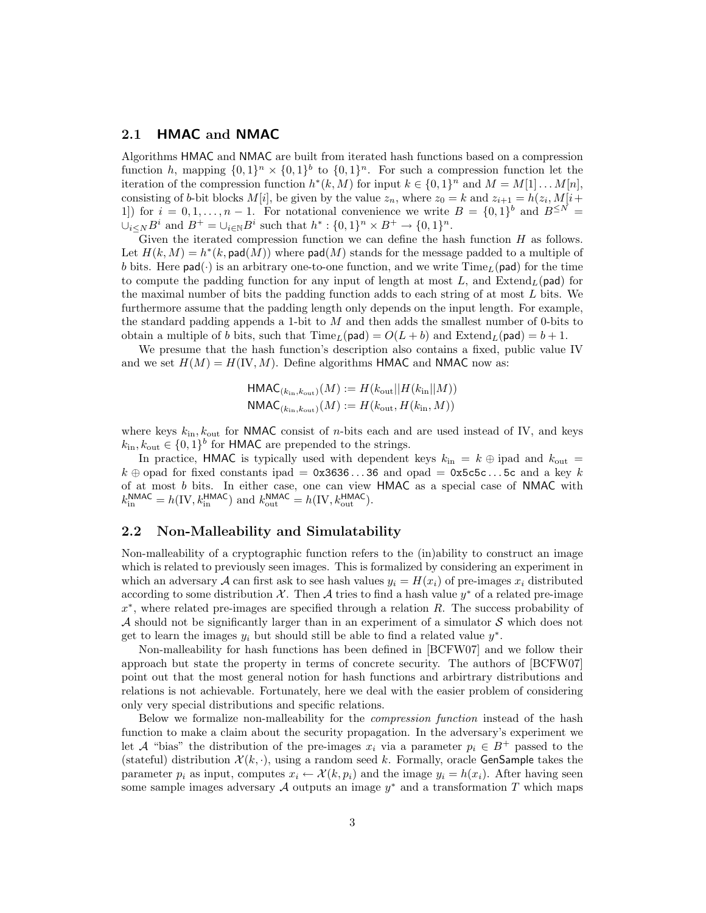## 2.1 HMAC and NMAC

Algorithms HMAC and NMAC are built from iterated hash functions based on a compression function $h$, mapping $\{0,1\}^n \times \{0,1\}^b$ to $\{0,1\}^n$. For such a compression function let the iteration of the compression function $h^*(k, M)$ for input $k \in \{0,1\}^n$ and $M = M[1] \dots M[n]$, consisting of $b$-bit blocks $M[i]$, be given by the value $z_n$, where $z_0 = k$ and $z_{i+1} = h(z_i, M[i+1])$ for $i = 0, 1, \dots, n-1$. For notational convenience we write $B = \{0,1\}^b$ and $B^{\leq N} = \cup_{i \leq N} B^i$ and $B^+ = \cup_{i \in \mathbb{N}} B^i$ such that $h^* : \{0,1\}^n \times B^+ \to \{0,1\}^n$.

Given the iterated compression function we can define the hash function $H$ as follows. Let $H(k, M) = h^*(k, \mathsf{pad}(M))$ where $\mathsf{pad}(M)$ stands for the message padded to a multiple of $b$ bits. Here $\mathsf{pad}(\cdot)$ is an arbitrary one-to-one function, and we write $\mathrm{Time}_L(\mathsf{pad})$ for the time to compute the padding function for any input of length at most $L$, and $\mathrm{Extend}_L(\mathsf{pad})$ for the maximal number of bits the padding function adds to each string of at most $L$ bits. We furthermore assume that the padding length only depends on the input length. For example, the standard padding appends a 1-bit to $M$ and then adds the smallest number of 0-bits to obtain a multiple of $b$ bits, such that $\mathrm{Time}_L(\mathsf{pad}) = O(L + b)$ and $\mathrm{Extend}_L(\mathsf{pad}) = b + 1$.

We presume that the hash function's description also contains a fixed, public value IV and we set $H(M) = H(\mathrm{IV}, M)$. Define algorithms HMAC and NMAC now as:

$$\mathsf{HMAC}_{(k_{\mathrm{in}}, k_{\mathrm{out}})}(M) := H(k_{\mathrm{out}} || H(k_{\mathrm{in}} || M))$$
$$\mathsf{NMAC}_{(k_{\mathrm{in}}, k_{\mathrm{out}})}(M) := H(k_{\mathrm{out}}, H(k_{\mathrm{in}}, M))$$

where keys $k_{\mathrm{in}}, k_{\mathrm{out}}$ for NMAC consist of $n$-bits each and are used instead of IV, and keys $k_{\mathrm{in}}, k_{\mathrm{out}} \in \{0,1\}^b$ for HMAC are prepended to the strings.

In practice, HMAC is typically used with dependent keys $k_{\mathrm{in}} = k \oplus \mathrm{ipad}$ and $k_{\mathrm{out}} = k \oplus \mathrm{opad}$ for fixed constants ipad = `0x3636...36` and opad = `0x5c5c...5c` and a key $k$ of at most $b$ bits. In either case, one can view HMAC as a special case of NMAC with $k_{\mathrm{in}}^{\mathsf{NMAC}} = h(\mathrm{IV}, k_{\mathrm{in}}^{\mathsf{HMAC}})$ and $k_{\mathrm{out}}^{\mathsf{NMAC}} = h(\mathrm{IV}, k_{\mathrm{out}}^{\mathsf{HMAC}})$.

## 2.2 Non-Malleability and Simulatability

Non-malleability of a cryptographic function refers to the (in)ability to construct an image which is related to previously seen images. This is formalized by considering an experiment in which an adversary $\mathcal{A}$ can first ask to see hash values $y_i = H(x_i)$ of pre-images $x_i$ distributed according to some distribution $\mathcal{X}$. Then $\mathcal{A}$ tries to find a hash value $y^*$ of a related pre-image $x^*$, where related pre-images are specified through a relation $R$. The success probability of $\mathcal{A}$ should not be significantly larger than in an experiment of a simulator $\mathcal{S}$ which does not get to learn the images $y_i$ but should still be able to find a related value $y^*$.

Non-malleability for hash functions has been defined in [BCFW07] and we follow their approach but state the property in terms of concrete security. The authors of [BCFW07] point out that the most general notion for hash functions and arbirtrary distributions and relations is not achievable. Fortunately, here we deal with the easier problem of considering only very special distributions and specific relations.

Below we formalize non-malleability for the *compression function* instead of the hash function to make a claim about the security propagation. In the adversary's experiment we let $\mathcal{A}$ "bias" the distribution of the pre-images $x_i$ via a parameter $p_i \in B^+$ passed to the (stateful) distribution $\mathcal{X}(k, \cdot)$, using a random seed $k$. Formally, oracle GenSample takes the parameter $p_i$ as input, computes $x_i \leftarrow \mathcal{X}(k, p_i)$ and the image $y_i = h(x_i)$. After having seen some sample images adversary $\mathcal{A}$ outputs an image $y^*$ and a transformation $T$ which maps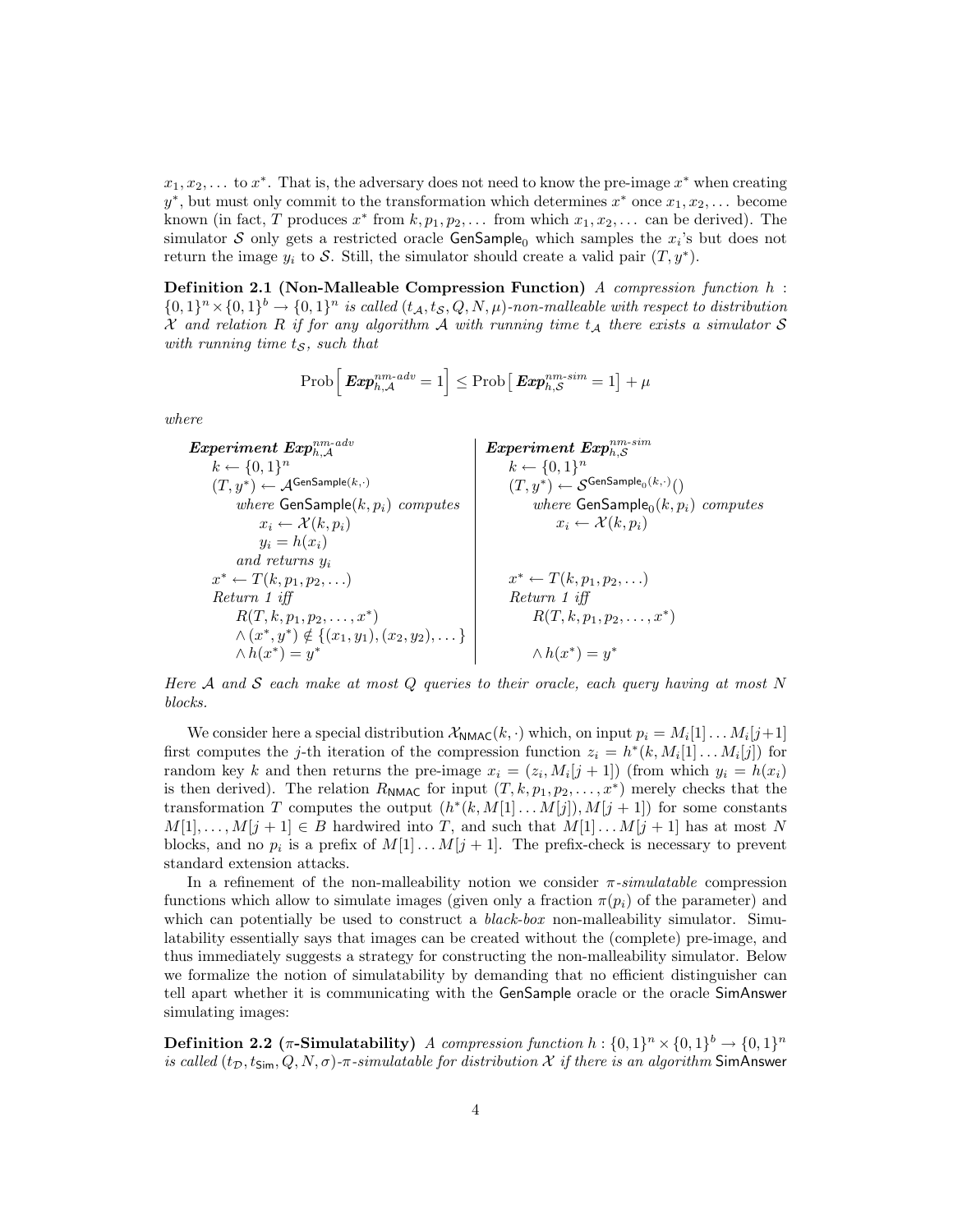$x_1, x_2, \ldots$ to $x^*$. That is, the adversary does not need to know the pre-image $x^*$ when creating $y^*$, but must only commit to the transformation which determines $x^*$ once $x_1, x_2, \ldots$ become known (in fact, $T$ produces $x^*$ from $k, p_1, p_2, \ldots$ from which $x_1, x_2, \ldots$ can be derived). The simulator $\mathcal{S}$ only gets a restricted oracle $\mathsf{GenSample}_0$ which samples the $x_i$'s but does not return the image $y_i$ to $\mathcal{S}$. Still, the simulator should create a valid pair $(T, y^*)$.

**Definition 2.1 (Non-Malleable Compression Function)** *A compression function $h : \{0,1\}^n \times \{0,1\}^b \to \{0,1\}^n$ is called $(t_\mathcal{A}, t_\mathcal{S}, Q, N, \mu)$-non-malleable with respect to distribution $\mathcal{X}$ and relation $R$ if for any algorithm $\mathcal{A}$ with running time $t_\mathcal{A}$ there exists a simulator $\mathcal{S}$ with running time $t_\mathcal{S}$, such that*

$$\mathrm{Prob}\Big[\, \boldsymbol{Exp}^{nm\text{-}adv}_{h,\mathcal{A}} = 1 \Big] \le \mathrm{Prob}\big[\, \boldsymbol{Exp}^{nm\text{-}sim}_{h,\mathcal{S}} = 1 \big] + \mu$$

*where*

| ***Experiment*** $\boldsymbol{Exp}^{nm\text{-}adv}_{h,\mathcal{A}}$ | ***Experiment*** $\boldsymbol{Exp}^{nm\text{-}sim}_{h,\mathcal{S}}$ |
|---|---|
| $k \leftarrow \{0,1\}^n$ | $k \leftarrow \{0,1\}^n$ |
| $(T, y^*) \leftarrow \mathcal{A}^{\mathsf{GenSample}(k,\cdot)}$ | $(T, y^*) \leftarrow \mathcal{S}^{\mathsf{GenSample}_0(k,\cdot)}()$ |
| *where* $\mathsf{GenSample}(k, p_i)$ *computes* | *where* $\mathsf{GenSample}_0(k, p_i)$ *computes* |
| $x_i \leftarrow \mathcal{X}(k, p_i)$ | $x_i \leftarrow \mathcal{X}(k, p_i)$ |
| $y_i = h(x_i)$ | |
| *and returns* $y_i$ | |
| $x^* \leftarrow T(k, p_1, p_2, \ldots)$ | $x^* \leftarrow T(k, p_1, p_2, \ldots)$ |
| *Return 1 iff* | *Return 1 iff* |
| $R(T, k, p_1, p_2, \ldots, x^*)$ | $R(T, k, p_1, p_2, \ldots, x^*)$ |
| $\wedge\, (x^*, y^*) \notin \{(x_1, y_1), (x_2, y_2), \ldots\}$ | |
| $\wedge\, h(x^*) = y^*$ | $\wedge\, h(x^*) = y^*$ |

*Here $\mathcal{A}$ and $\mathcal{S}$ each make at most $Q$ queries to their oracle, each query having at most $N$ blocks.*

We consider here a special distribution $\mathcal{X}_{\mathsf{NMAC}}(k, \cdot)$ which, on input $p_i = M_i[1] \ldots M_i[j+1]$ first computes the $j$-th iteration of the compression function $z_i = h^*(k, M_i[1] \ldots M_i[j])$ for random key $k$ and then returns the pre-image $x_i = (z_i, M_i[j+1])$ (from which $y_i = h(x_i)$ is then derived). The relation $R_{\mathsf{NMAC}}$ for input $(T, k, p_1, p_2, \ldots, x^*)$ merely checks that the transformation $T$ computes the output $(h^*(k, M[1] \ldots M[j]), M[j+1])$ for some constants $M[1], \ldots, M[j+1] \in B$ hardwired into $T$, and such that $M[1] \ldots M[j+1]$ has at most $N$ blocks, and no $p_i$ is a prefix of $M[1] \ldots M[j+1]$. The prefix-check is necessary to prevent standard extension attacks.

In a refinement of the non-malleability notion we consider *$\pi$-simulatable* compression functions which allow to simulate images (given only a fraction $\pi(p_i)$ of the parameter) and which can potentially be used to construct a *black-box* non-malleability simulator. Simulatability essentially says that images can be created without the (complete) pre-image, and thus immediately suggests a strategy for constructing the non-malleability simulator. Below we formalize the notion of simulatability by demanding that no efficient distinguisher can tell apart whether it is communicating with the $\mathsf{GenSample}$ oracle or the oracle $\mathsf{SimAnswer}$ simulating images:

**Definition 2.2 ($\pi$-Simulatability)** *A compression function $h : \{0,1\}^n \times \{0,1\}^b \to \{0,1\}^n$ is called $(t_\mathcal{D}, t_{\mathsf{Sim}}, Q, N, \sigma)$-$\pi$-simulatable for distribution $\mathcal{X}$ if there is an algorithm* $\mathsf{SimAnswer}$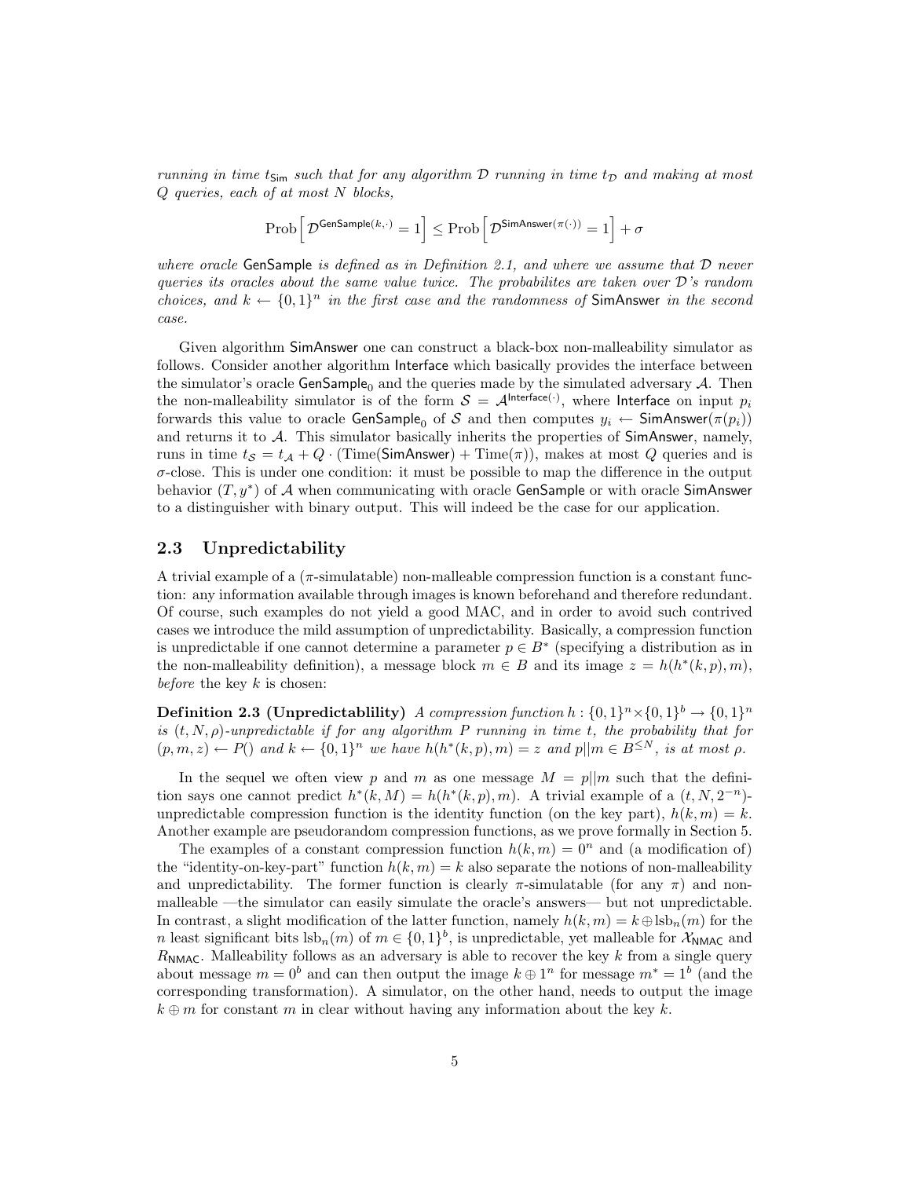*running in time $t_{\mathsf{Sim}}$ such that for any algorithm $\mathcal{D}$ running in time $t_{\mathcal{D}}$ and making at most $Q$ queries, each of at most $N$ blocks,*

$$\text{Prob}\left[\mathcal{D}^{\mathsf{GenSample}(k,\cdot)} = 1\right] \leq \text{Prob}\left[\mathcal{D}^{\mathsf{SimAnswer}(\pi(\cdot))} = 1\right] + \sigma$$

*where oracle* GenSample *is defined as in Definition 2.1, and where we assume that $\mathcal{D}$ never queries its oracles about the same value twice. The probabilites are taken over $\mathcal{D}$'s random choices, and $k \leftarrow \{0,1\}^n$ in the first case and the randomness of* SimAnswer *in the second case.*

Given algorithm SimAnswer one can construct a black-box non-malleability simulator as follows. Consider another algorithm Interface which basically provides the interface between the simulator's oracle $\mathsf{GenSample}_0$ and the queries made by the simulated adversary $\mathcal{A}$. Then the non-malleability simulator is of the form $\mathcal{S} = \mathcal{A}^{\mathsf{Interface}(\cdot)}$, where Interface on input $p_i$ forwards this value to oracle $\mathsf{GenSample}_0$ of $\mathcal{S}$ and then computes $y_i \leftarrow \mathsf{SimAnswer}(\pi(p_i))$ and returns it to $\mathcal{A}$. This simulator basically inherits the properties of SimAnswer, namely, runs in time $t_{\mathcal{S}} = t_{\mathcal{A}} + Q \cdot (\text{Time}(\mathsf{SimAnswer}) + \text{Time}(\pi))$, makes at most $Q$ queries and is $\sigma$-close. This is under one condition: it must be possible to map the difference in the output behavior $(T, y^*)$ of $\mathcal{A}$ when communicating with oracle GenSample or with oracle SimAnswer to a distinguisher with binary output. This will indeed be the case for our application.

## 2.3 Unpredictability

A trivial example of a ($\pi$-simulatable) non-malleable compression function is a constant function: any information available through images is known beforehand and therefore redundant. Of course, such examples do not yield a good MAC, and in order to avoid such contrived cases we introduce the mild assumption of unpredictability. Basically, a compression function is unpredictable if one cannot determine a parameter $p \in B^*$ (specifying a distribution as in the non-malleability definition), a message block $m \in B$ and its image $z = h(h^*(k,p),m)$, *before* the key $k$ is chosen:

**Definition 2.3 (Unpredictablility)** *A compression function $h : \{0,1\}^n \times \{0,1\}^b \to \{0,1\}^n$ is $(t, N, \rho)$-unpredictable if for any algorithm $P$ running in time $t$, the probability that for $(p, m, z) \leftarrow P()$ and $k \leftarrow \{0,1\}^n$ we have $h(h^*(k,p),m) = z$ and $p||m \in B^{\leq N}$, is at most $\rho$.*

In the sequel we often view $p$ and $m$ as one message $M = p||m$ such that the definition says one cannot predict $h^*(k, M) = h(h^*(k,p),m)$. A trivial example of a $(t, N, 2^{-n})$-unpredictable compression function is the identity function (on the key part), $h(k,m) = k$. Another example are pseudorandom compression functions, as we prove formally in Section 5.

The examples of a constant compression function $h(k,m) = 0^n$ and (a modification of) the "identity-on-key-part" function $h(k,m) = k$ also separate the notions of non-malleability and unpredictability. The former function is clearly $\pi$-simulatable (for any $\pi$) and non-malleable —the simulator can easily simulate the oracle's answers— but not unpredictable. In contrast, a slight modification of the latter function, namely $h(k,m) = k \oplus \text{lsb}_n(m)$ for the $n$ least significant bits $\text{lsb}_n(m)$ of $m \in \{0,1\}^b$, is unpredictable, yet malleable for $\mathcal{X}_{\mathsf{NMAC}}$ and $R_{\mathsf{NMAC}}$. Malleability follows as an adversary is able to recover the key $k$ from a single query about message $m = 0^b$ and can then output the image $k \oplus 1^n$ for message $m^* = 1^b$ (and the corresponding transformation). A simulator, on the other hand, needs to output the image $k \oplus m$ for constant $m$ in clear without having any information about the key $k$.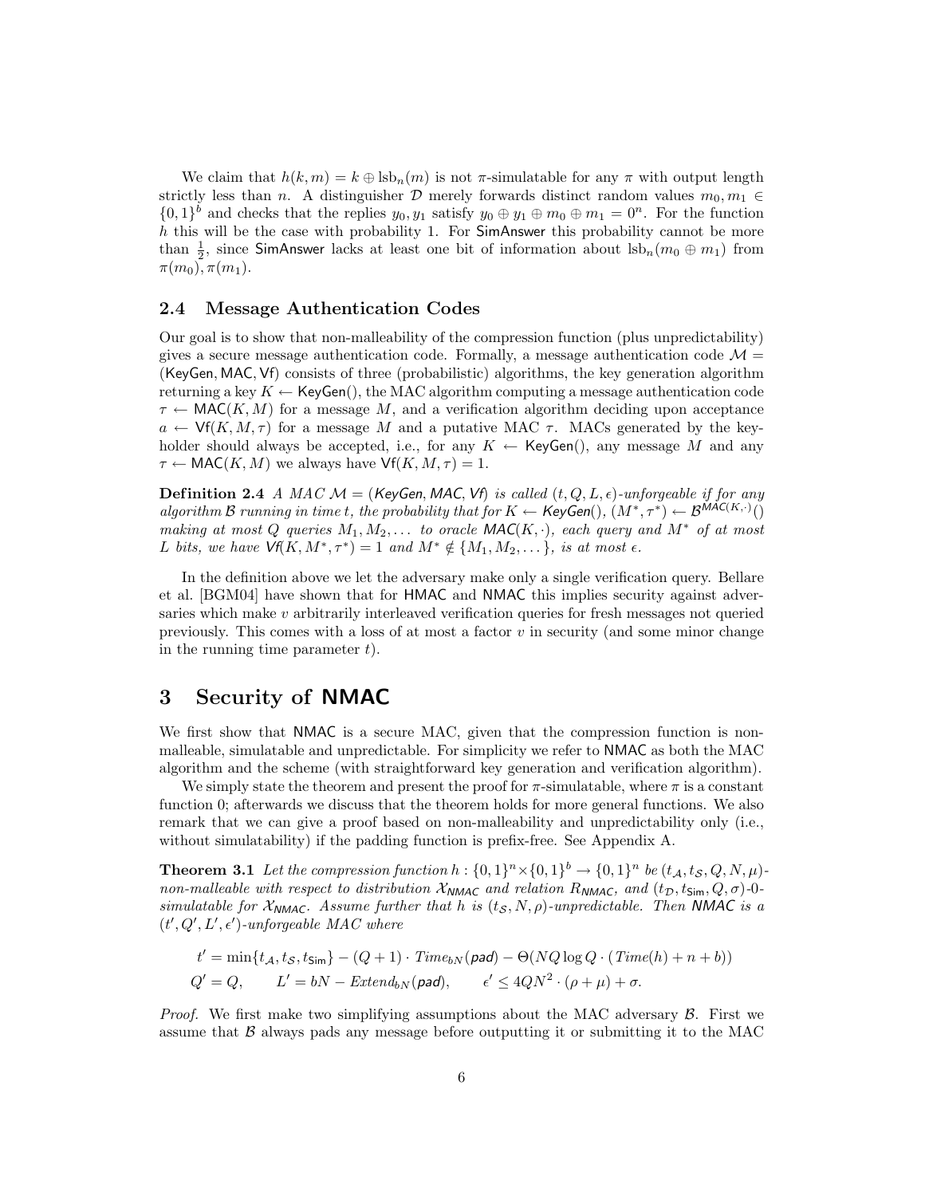We claim that $h(k, m) = k \oplus \mathrm{lsb}_n(m)$ is not $\pi$-simulatable for any $\pi$ with output length strictly less than $n$. A distinguisher $\mathcal{D}$ merely forwards distinct random values $m_0, m_1 \in \{0,1\}^b$ and checks that the replies $y_0, y_1$ satisfy $y_0 \oplus y_1 \oplus m_0 \oplus m_1 = 0^n$. For the function $h$ this will be the case with probability 1. For $\mathsf{SimAnswer}$ this probability cannot be more than $\frac{1}{2}$, since $\mathsf{SimAnswer}$ lacks at least one bit of information about $\mathrm{lsb}_n(m_0 \oplus m_1)$ from $\pi(m_0), \pi(m_1)$.

### 2.4 Message Authentication Codes

Our goal is to show that non-malleability of the compression function (plus unpredictability) gives a secure message authentication code. Formally, a message authentication code $\mathcal{M} = (\mathsf{KeyGen}, \mathsf{MAC}, \mathsf{Vf})$ consists of three (probabilistic) algorithms, the key generation algorithm returning a key $K \leftarrow \mathsf{KeyGen}()$, the MAC algorithm computing a message authentication code $\tau \leftarrow \mathsf{MAC}(K, M)$ for a message $M$, and a verification algorithm deciding upon acceptance $a \leftarrow \mathsf{Vf}(K, M, \tau)$ for a message $M$ and a putative MAC $\tau$. MACs generated by the key-holder should always be accepted, i.e., for any $K \leftarrow \mathsf{KeyGen}()$, any message $M$ and any $\tau \leftarrow \mathsf{MAC}(K, M)$ we always have $\mathsf{Vf}(K, M, \tau) = 1$.

**Definition 2.4** *A MAC $\mathcal{M} = (\mathsf{KeyGen}, \mathsf{MAC}, \mathsf{Vf})$ is called $(t, Q, L, \epsilon)$-unforgeable if for any algorithm $\mathcal{B}$ running in time $t$, the probability that for $K \leftarrow \mathsf{KeyGen}()$, $(M^*, \tau^*) \leftarrow \mathcal{B}^{\mathsf{MAC}(K,\cdot)}()$ making at most $Q$ queries $M_1, M_2, \ldots$ to oracle $\mathsf{MAC}(K, \cdot)$, each query and $M^*$ of at most $L$ bits, we have $\mathsf{Vf}(K, M^*, \tau^*) = 1$ and $M^* \notin \{M_1, M_2, \ldots\}$, is at most $\epsilon$.*

In the definition above we let the adversary make only a single verification query. Bellare et al. [BGM04] have shown that for $\mathsf{HMAC}$ and $\mathsf{NMAC}$ this implies security against adversaries which make $v$ arbitrarily interleaved verification queries for fresh messages not queried previously. This comes with a loss of at most a factor $v$ in security (and some minor change in the running time parameter $t$).

## 3 Security of NMAC

We first show that $\mathsf{NMAC}$ is a secure MAC, given that the compression function is non-malleable, simulatable and unpredictable. For simplicity we refer to $\mathsf{NMAC}$ as both the MAC algorithm and the scheme (with straightforward key generation and verification algorithm).

We simply state the theorem and present the proof for $\pi$-simulatable, where $\pi$ is a constant function 0; afterwards we discuss that the theorem holds for more general functions. We also remark that we can give a proof based on non-malleability and unpredictability only (i.e., without simulatability) if the padding function is prefix-free. See Appendix A.

**Theorem 3.1** *Let the compression function $h : \{0,1\}^n \times \{0,1\}^b \to \{0,1\}^n$ be $(t_{\mathcal{A}}, t_{\mathcal{S}}, Q, N, \mu)$-non-malleable with respect to distribution $\mathcal{X}_{\mathsf{NMAC}}$ and relation $R_{\mathsf{NMAC}}$, and $(t_{\mathcal{D}}, t_{\mathsf{Sim}}, Q, \sigma)$-0-simulatable for $\mathcal{X}_{\mathsf{NMAC}}$. Assume further that $h$ is $(t_{\mathcal{S}}, N, \rho)$-unpredictable. Then $\mathsf{NMAC}$ is a $(t', Q', L', \epsilon')$-unforgeable MAC where*

$$t' = \min\{t_{\mathcal{A}}, t_{\mathcal{S}}, t_{\mathsf{Sim}}\} - (Q+1) \cdot \mathit{Time}_{bN}(\mathsf{pad}) - \Theta(NQ \log Q \cdot (\mathit{Time}(h) + n + b))$$

$$Q' = Q, \qquad L' = bN - \mathit{Extend}_{bN}(\mathsf{pad}), \qquad \epsilon' \leq 4QN^2 \cdot (\rho + \mu) + \sigma.$$

*Proof.* We first make two simplifying assumptions about the MAC adversary $\mathcal{B}$. First we assume that $\mathcal{B}$ always pads any message before outputting it or submitting it to the MAC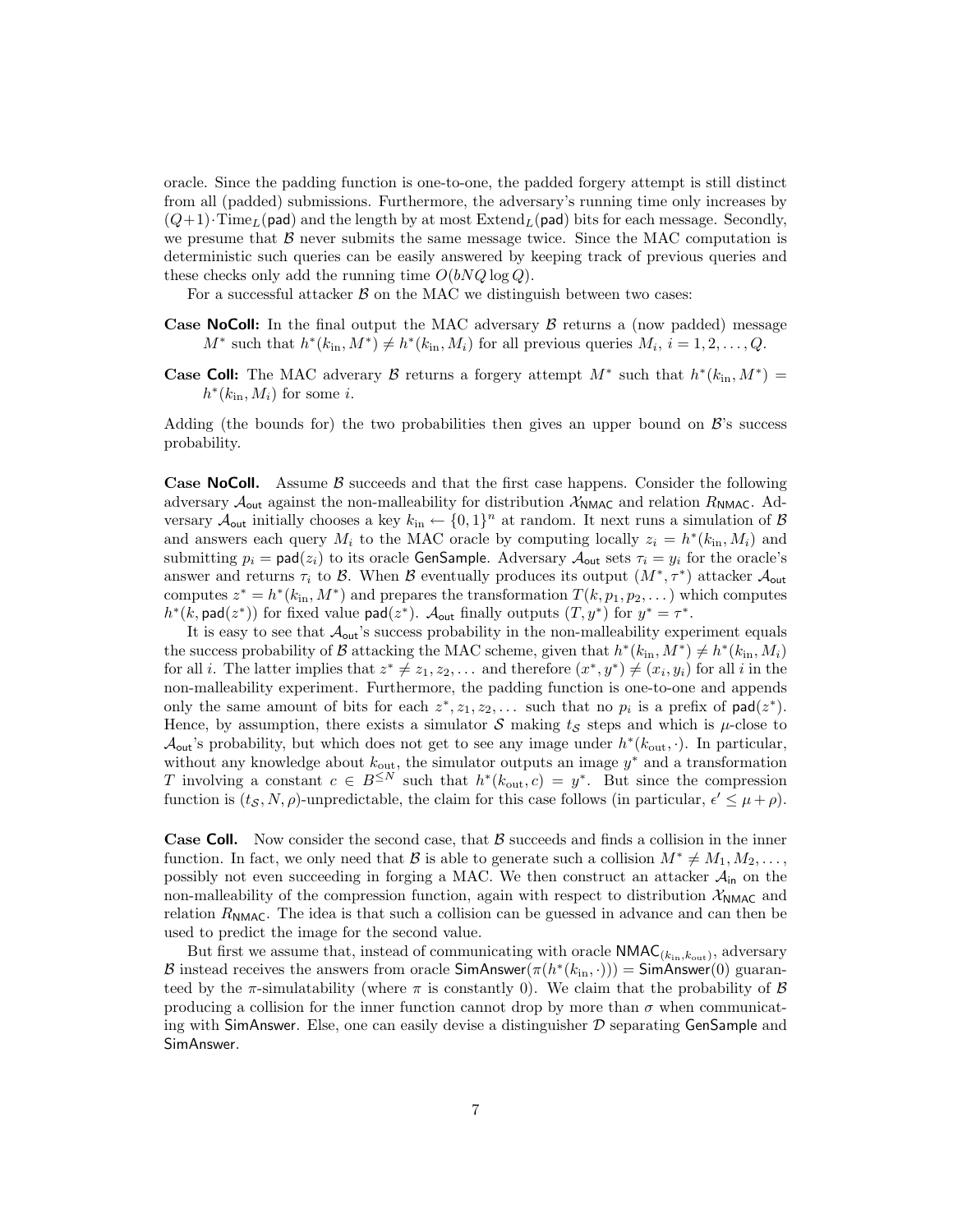oracle. Since the padding function is one-to-one, the padded forgery attempt is still distinct from all (padded) submissions. Furthermore, the adversary's running time only increases by $(Q+1)\cdot \mathrm{Time}_L(\mathsf{pad})$ and the length by at most $\mathrm{Extend}_L(\mathsf{pad})$ bits for each message. Secondly, we presume that $\mathcal{B}$ never submits the same message twice. Since the MAC computation is deterministic such queries can be easily answered by keeping track of previous queries and these checks only add the running time $O(bNQ \log Q)$.

For a successful attacker $\mathcal{B}$ on the MAC we distinguish between two cases:

**Case NoColl:** In the final output the MAC adversary $\mathcal{B}$ returns a (now padded) message $M^*$ such that $h^*(k_{\mathrm{in}}, M^*) \neq h^*(k_{\mathrm{in}}, M_i)$ for all previous queries $M_i$, $i = 1, 2, \ldots, Q$.

**Case Coll:** The MAC adverary $\mathcal{B}$ returns a forgery attempt $M^*$ such that $h^*(k_{\mathrm{in}}, M^*) = h^*(k_{\mathrm{in}}, M_i)$ for some $i$.

Adding (the bounds for) the two probabilities then gives an upper bound on $\mathcal{B}$'s success probability.

**Case NoColl.** Assume $\mathcal{B}$ succeeds and that the first case happens. Consider the following adversary $\mathcal{A}_{\mathsf{out}}$ against the non-malleability for distribution $\mathcal{X}_{\mathsf{NMAC}}$ and relation $R_{\mathsf{NMAC}}$. Adversary $\mathcal{A}_{\mathsf{out}}$ initially chooses a key $k_{\mathrm{in}} \leftarrow \{0,1\}^n$ at random. It next runs a simulation of $\mathcal{B}$ and answers each query $M_i$ to the MAC oracle by computing locally $z_i = h^*(k_{\mathrm{in}}, M_i)$ and submitting $p_i = \mathsf{pad}(z_i)$ to its oracle $\mathsf{GenSample}$. Adversary $\mathcal{A}_{\mathsf{out}}$ sets $\tau_i = y_i$ for the oracle's answer and returns $\tau_i$ to $\mathcal{B}$. When $\mathcal{B}$ eventually produces its output $(M^*, \tau^*)$ attacker $\mathcal{A}_{\mathsf{out}}$ computes $z^* = h^*(k_{\mathrm{in}}, M^*)$ and prepares the transformation $T(k, p_1, p_2, \ldots)$ which computes $h^*(k, \mathsf{pad}(z^*))$ for fixed value $\mathsf{pad}(z^*)$. $\mathcal{A}_{\mathsf{out}}$ finally outputs $(T, y^*)$ for $y^* = \tau^*$.

It is easy to see that $\mathcal{A}_{\mathsf{out}}$'s success probability in the non-malleability experiment equals the success probability of $\mathcal{B}$ attacking the MAC scheme, given that $h^*(k_{\mathrm{in}}, M^*) \neq h^*(k_{\mathrm{in}}, M_i)$ for all $i$. The latter implies that $z^* \neq z_1, z_2, \ldots$ and therefore $(x^*, y^*) \neq (x_i, y_i)$ for all $i$ in the non-malleability experiment. Furthermore, the padding function is one-to-one and appends only the same amount of bits for each $z^*, z_1, z_2, \ldots$ such that no $p_i$ is a prefix of $\mathsf{pad}(z^*)$. Hence, by assumption, there exists a simulator $\mathcal{S}$ making $t_{\mathcal{S}}$ steps and which is $\mu$-close to $\mathcal{A}_{\mathsf{out}}$'s probability, but which does not get to see any image under $h^*(k_{\mathrm{out}}, \cdot)$. In particular, without any knowledge about $k_{\mathrm{out}}$, the simulator outputs an image $y^*$ and a transformation $T$ involving a constant $c \in B^{\leq N}$ such that $h^*(k_{\mathrm{out}}, c) = y^*$. But since the compression function is $(t_{\mathcal{S}}, N, \rho)$-unpredictable, the claim for this case follows (in particular, $\epsilon' \leq \mu + \rho$).

**Case Coll.** Now consider the second case, that $\mathcal{B}$ succeeds and finds a collision in the inner function. In fact, we only need that $\mathcal{B}$ is able to generate such a collision $M^* \neq M_1, M_2, \ldots$, possibly not even succeeding in forging a MAC. We then construct an attacker $\mathcal{A}_{\mathsf{in}}$ on the non-malleability of the compression function, again with respect to distribution $\mathcal{X}_{\mathsf{NMAC}}$ and relation $R_{\mathsf{NMAC}}$. The idea is that such a collision can be guessed in advance and can then be used to predict the image for the second value.

But first we assume that, instead of communicating with oracle $\mathsf{NMAC}_{(k_{\mathrm{in}}, k_{\mathrm{out}})}$, adversary $\mathcal{B}$ instead receives the answers from oracle $\mathsf{SimAnswer}(\pi(h^*(k_{\mathrm{in}}, \cdot))) = \mathsf{SimAnswer}(0)$ guaranteed by the $\pi$-simulatability (where $\pi$ is constantly 0). We claim that the probability of $\mathcal{B}$ producing a collision for the inner function cannot drop by more than $\sigma$ when communicating with $\mathsf{SimAnswer}$. Else, one can easily devise a distinguisher $\mathcal{D}$ separating $\mathsf{GenSample}$ and $\mathsf{SimAnswer}$.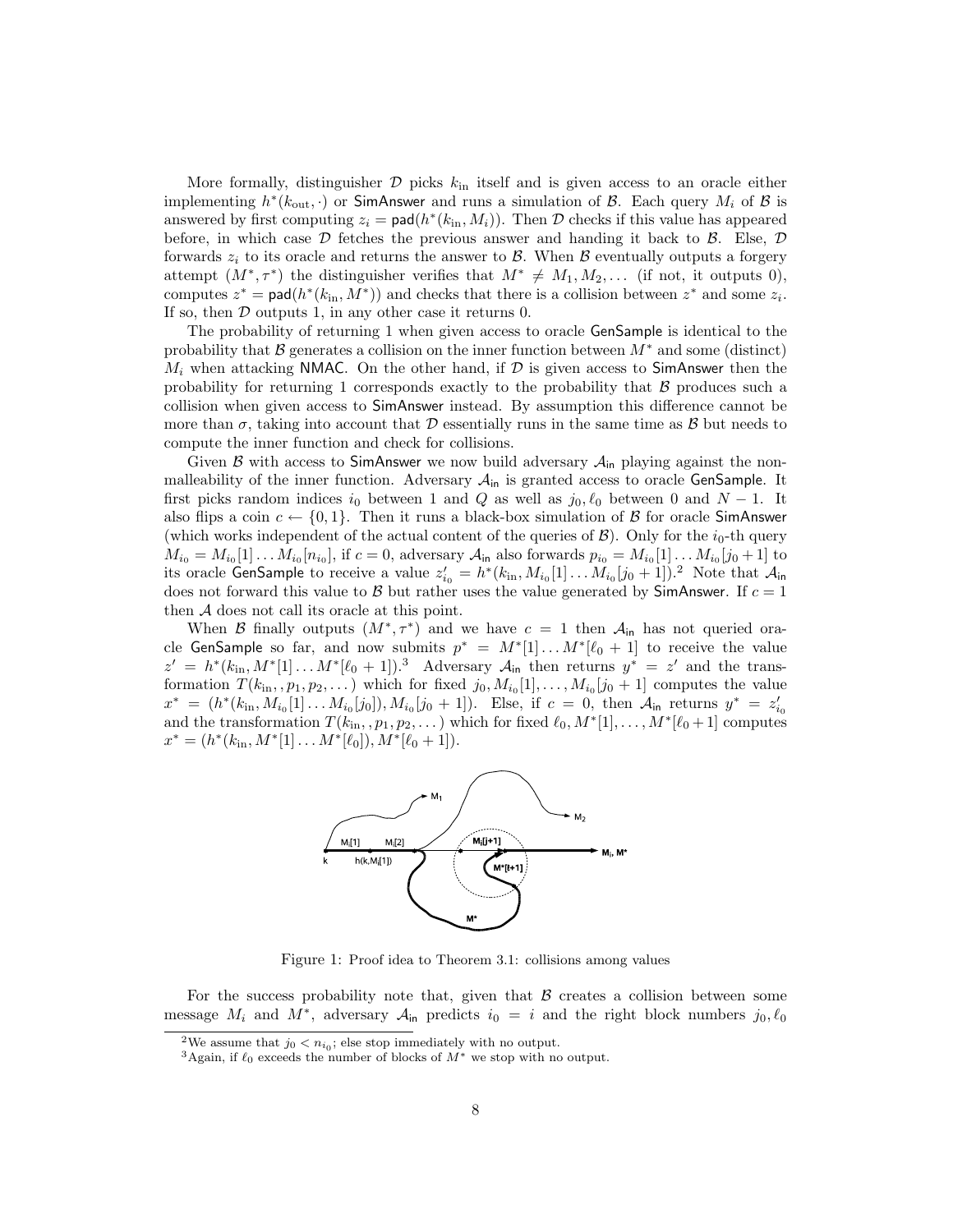More formally, distinguisher $\mathcal{D}$ picks $k_{\text{in}}$ itself and is given access to an oracle either implementing $h^*(k_{\text{out}}, \cdot)$ or SimAnswer and runs a simulation of $\mathcal{B}$. Each query $M_i$ of $\mathcal{B}$ is answered by first computing $z_i = \mathsf{pad}(h^*(k_{\text{in}}, M_i))$. Then $\mathcal{D}$ checks if this value has appeared before, in which case $\mathcal{D}$ fetches the previous answer and handing it back to $\mathcal{B}$. Else, $\mathcal{D}$ forwards $z_i$ to its oracle and returns the answer to $\mathcal{B}$. When $\mathcal{B}$ eventually outputs a forgery attempt $(M^*, \tau^*)$ the distinguisher verifies that $M^* \neq M_1, M_2, \ldots$ (if not, it outputs 0), computes $z^* = \mathsf{pad}(h^*(k_{\text{in}}, M^*))$ and checks that there is a collision between $z^*$ and some $z_i$. If so, then $\mathcal{D}$ outputs 1, in any other case it returns 0.

The probability of returning 1 when given access to oracle GenSample is identical to the probability that $\mathcal{B}$ generates a collision on the inner function between $M^*$ and some (distinct) $M_i$ when attacking NMAC. On the other hand, if $\mathcal{D}$ is given access to SimAnswer then the probability for returning 1 corresponds exactly to the probability that $\mathcal{B}$ produces such a collision when given access to SimAnswer instead. By assumption this difference cannot be more than $\sigma$, taking into account that $\mathcal{D}$ essentially runs in the same time as $\mathcal{B}$ but needs to compute the inner function and check for collisions.

Given $\mathcal{B}$ with access to SimAnswer we now build adversary $\mathcal{A}_{\mathsf{in}}$ playing against the non-malleability of the inner function. Adversary $\mathcal{A}_{\mathsf{in}}$ is granted access to oracle GenSample. It first picks random indices $i_0$ between 1 and $Q$ as well as $j_0, \ell_0$ between 0 and $N-1$. It also flips a coin $c \leftarrow \{0,1\}$. Then it runs a black-box simulation of $\mathcal{B}$ for oracle SimAnswer (which works independent of the actual content of the queries of $\mathcal{B}$). Only for the $i_0$-th query $M_{i_0} = M_{i_0}[1] \ldots M_{i_0}[n_{i_0}]$, if $c = 0$, adversary $\mathcal{A}_{\mathsf{in}}$ also forwards $p_{i_0} = M_{i_0}[1] \ldots M_{i_0}[j_0+1]$ to its oracle GenSample to receive a value $z'_{i_0} = h^*(k_{\text{in}}, M_{i_0}[1] \ldots M_{i_0}[j_0+1])$.[2] Note that $\mathcal{A}_{\mathsf{in}}$ does not forward this value to $\mathcal{B}$ but rather uses the value generated by SimAnswer. If $c = 1$ then $\mathcal{A}$ does not call its oracle at this point.

When $\mathcal{B}$ finally outputs $(M^*, \tau^*)$ and we have $c = 1$ then $\mathcal{A}_{\mathsf{in}}$ has not queried oracle GenSample so far, and now submits $p^* = M^*[1] \ldots M^*[\ell_0+1]$ to receive the value $z' = h^*(k_{\text{in}}, M^*[1] \ldots M^*[\ell_0+1])$.[3] Adversary $\mathcal{A}_{\mathsf{in}}$ then returns $y^* = z'$ and the transformation $T(k_{\text{in}}, , p_1, p_2, \ldots)$ which for fixed $j_0, M_{i_0}[1], \ldots, M_{i_0}[j_0+1]$ computes the value $x^* = (h^*(k_{\text{in}}, M_{i_0}[1] \ldots M_{i_0}[j_0]), M_{i_0}[j_0+1])$. Else, if $c = 0$, then $\mathcal{A}_{\mathsf{in}}$ returns $y^* = z'_{i_0}$ and the transformation $T(k_{\text{in}}, , p_1, p_2, \ldots)$ which for fixed $\ell_0, M^*[1], \ldots, M^*[\ell_0+1]$ computes $x^* = (h^*(k_{\text{in}}, M^*[1] \ldots M^*[\ell_0]), M^*[\ell_0+1])$.

Figure 1: Proof idea to Theorem 3.1: collisions among values

For the success probability note that, given that $\mathcal{B}$ creates a collision between some message $M_i$ and $M^*$, adversary $\mathcal{A}_{\mathsf{in}}$ predicts $i_0 = i$ and the right block numbers $j_0, \ell_0$

[2] We assume that $j_0 < n_{i_0}$; else stop immediately with no output.

[3] Again, if $\ell_0$ exceeds the number of blocks of $M^*$ we stop with no output.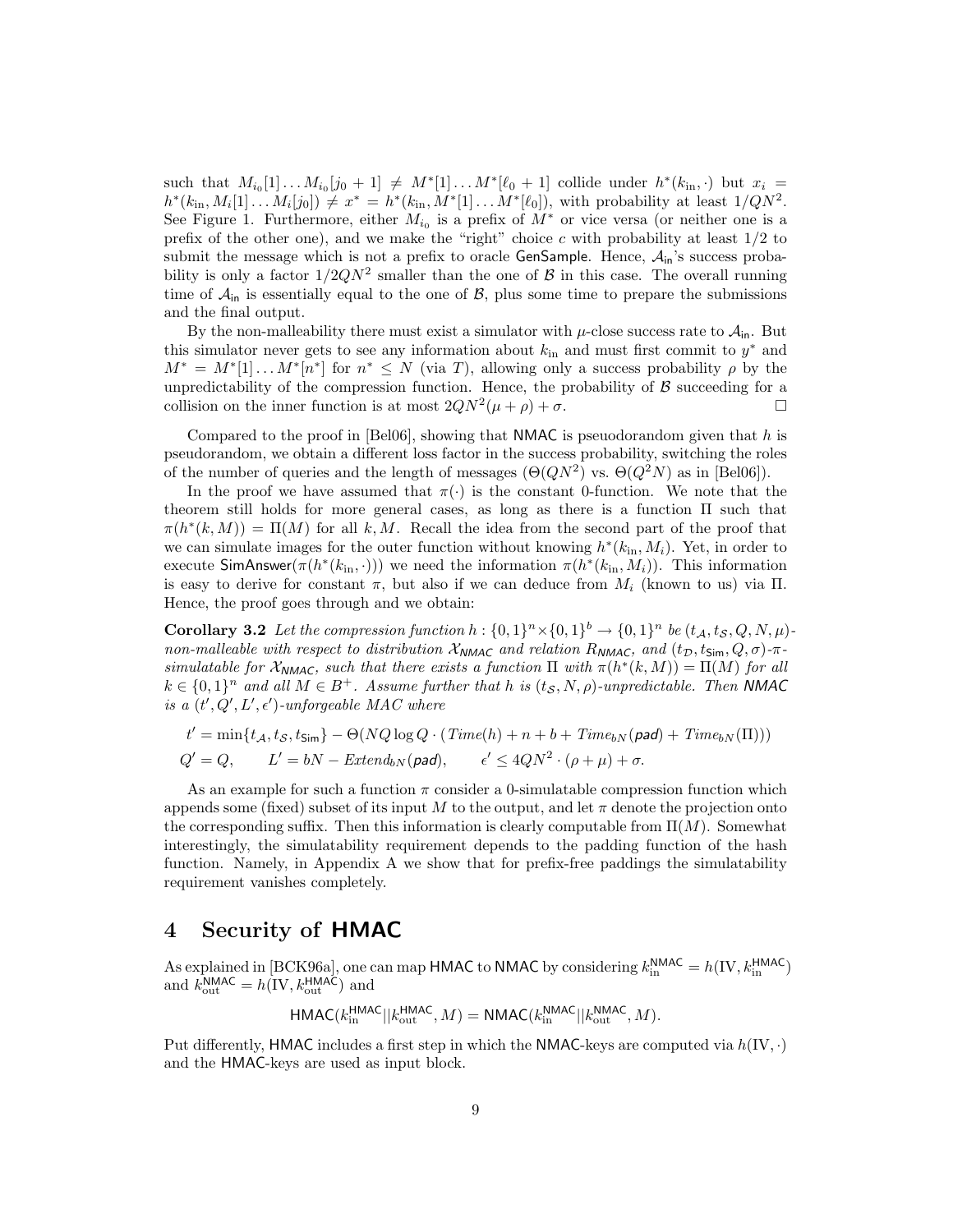such that $M_{i_0}[1]\dots M_{i_0}[j_0+1] \neq M^*[1]\dots M^*[\ell_0+1]$ collide under $h^*(k_{\rm in},\cdot)$ but $x_i = h^*(k_{\rm in}, M_i[1]\dots M_i[j_0]) \neq x^* = h^*(k_{\rm in}, M^*[1]\dots M^*[\ell_0])$, with probability at least $1/QN^2$. See Figure 1. Furthermore, either $M_{i_0}$ is a prefix of $M^*$ or vice versa (or neither one is a prefix of the other one), and we make the "right" choice $c$ with probability at least $1/2$ to submit the message which is not a prefix to oracle $\mathsf{GenSample}$. Hence, $\mathcal{A}_{\mathsf{in}}$'s success probability is only a factor $1/2QN^2$ smaller than the one of $\mathcal{B}$ in this case. The overall running time of $\mathcal{A}_{\mathsf{in}}$ is essentially equal to the one of $\mathcal{B}$, plus some time to prepare the submissions and the final output.

By the non-malleability there must exist a simulator with $\mu$-close success rate to $\mathcal{A}_{\mathsf{in}}$. But this simulator never gets to see any information about $k_{\rm in}$ and must first commit to $y^*$ and $M^* = M^*[1]\dots M^*[n^*]$ for $n^* \leq N$ (via $T$), allowing only a success probability $\rho$ by the unpredictability of the compression function. Hence, the probability of $\mathcal{B}$ succeeding for a collision on the inner function is at most $2QN^2(\mu+\rho)+\sigma$. $\square$

Compared to the proof in [Bel06], showing that $\mathsf{NMAC}$ is pseudorandom given that $h$ is pseudorandom, we obtain a different loss factor in the success probability, switching the roles of the number of queries and the length of messages ($\Theta(QN^2)$ vs. $\Theta(Q^2N)$ as in [Bel06]).

In the proof we have assumed that $\pi(\cdot)$ is the constant 0-function. We note that the theorem still holds for more general cases, as long as there is a function $\Pi$ such that $\pi(h^*(k,M)) = \Pi(M)$ for all $k, M$. Recall the idea from the second part of the proof that we can simulate images for the outer function without knowing $h^*(k_{\rm in}, M_i)$. Yet, in order to execute $\mathsf{SimAnswer}(\pi(h^*(k_{\rm in},\cdot)))$ we need the information $\pi(h^*(k_{\rm in}, M_i))$. This information is easy to derive for constant $\pi$, but also if we can deduce from $M_i$ (known to us) via $\Pi$. Hence, the proof goes through and we obtain:

**Corollary 3.2** *Let the compression function $h:\{0,1\}^n\times\{0,1\}^b\to\{0,1\}^n$ be $(t_{\mathcal{A}}, t_{\mathcal{S}}, Q, N, \mu)$-non-malleable with respect to distribution $\mathcal{X}_{\mathsf{NMAC}}$ and relation $R_{\mathsf{NMAC}}$, and $(t_{\mathcal{D}}, t_{\mathsf{Sim}}, Q, \sigma)$-$\pi$-simulatable for $\mathcal{X}_{\mathsf{NMAC}}$, such that there exists a function $\Pi$ with $\pi(h^*(k,M)) = \Pi(M)$ for all $k\in\{0,1\}^n$ and all $M\in B^+$. Assume further that $h$ is $(t_{\mathcal{S}}, N, \rho)$-unpredictable. Then $\mathsf{NMAC}$ is a $(t', Q', L', \epsilon')$-unforgeable MAC where*

$$
\begin{aligned}
t' &= \min\{t_{\mathcal{A}}, t_{\mathcal{S}}, t_{\mathsf{Sim}}\} - \Theta(NQ\log Q\cdot(\mathit{Time}(h)+n+b+\mathit{Time}_{bN}(\mathsf{pad})+\mathit{Time}_{bN}(\Pi)))\\
Q' &= Q, \qquad L' = bN - \mathit{Extend}_{bN}(\mathsf{pad}), \qquad \epsilon' \leq 4QN^2\cdot(\rho+\mu)+\sigma.
\end{aligned}
$$

As an example for such a function $\pi$ consider a 0-simulatable compression function which appends some (fixed) subset of its input $M$ to the output, and let $\pi$ denote the projection onto the corresponding suffix. Then this information is clearly computable from $\Pi(M)$. Somewhat interestingly, the simulatability requirement depends to the padding function of the hash function. Namely, in Appendix A we show that for prefix-free paddings the simulatability requirement vanishes completely.

# 4 Security of HMAC

As explained in [BCK96a], one can map $\mathsf{HMAC}$ to $\mathsf{NMAC}$ by considering $k_{\rm in}^{\mathsf{NMAC}} = h(\mathrm{IV}, k_{\rm in}^{\mathsf{HMAC}})$ and $k_{\rm out}^{\mathsf{NMAC}} = h(\mathrm{IV}, k_{\rm out}^{\mathsf{HMAC}})$ and

$$
\mathsf{HMAC}(k_{\rm in}^{\mathsf{HMAC}}||k_{\rm out}^{\mathsf{HMAC}}, M) = \mathsf{NMAC}(k_{\rm in}^{\mathsf{NMAC}}||k_{\rm out}^{\mathsf{NMAC}}, M).
$$

Put differently, $\mathsf{HMAC}$ includes a first step in which the $\mathsf{NMAC}$-keys are computed via $h(\mathrm{IV},\cdot)$ and the $\mathsf{HMAC}$-keys are used as input block.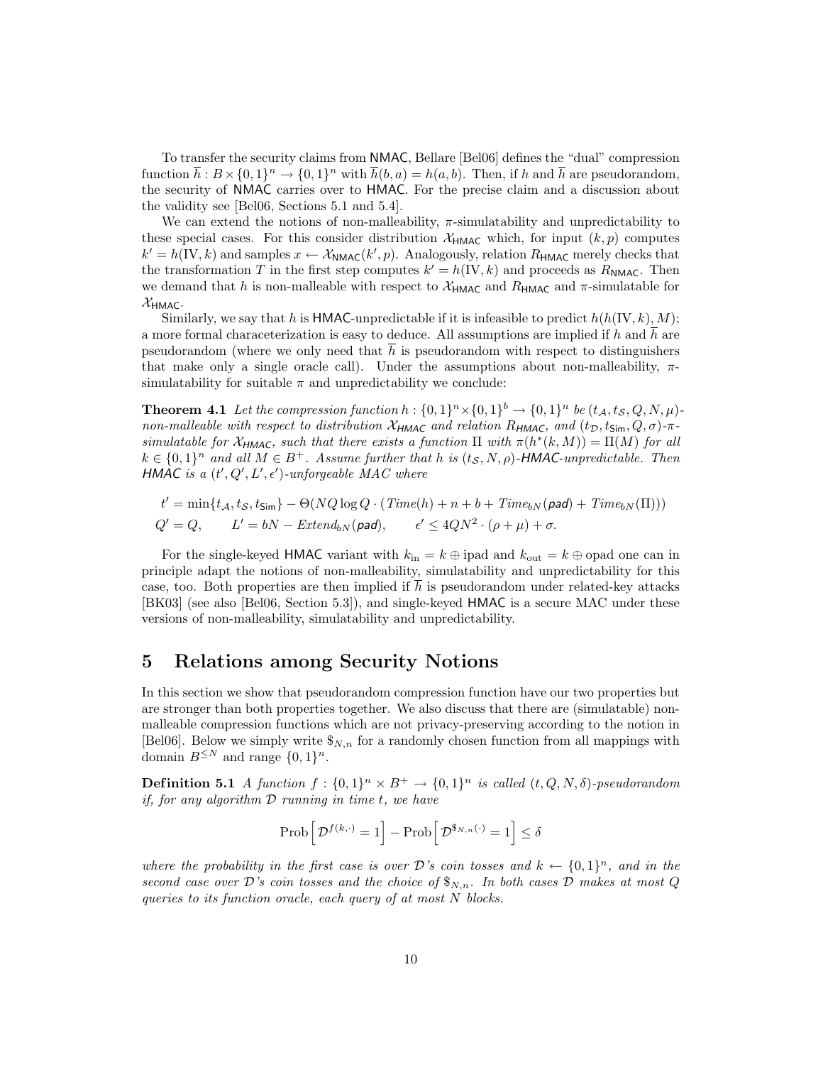To transfer the security claims from NMAC, Bellare [Bel06] defines the "dual" compression function $\overline{h} : B \times \{0,1\}^n \to \{0,1\}^n$ with $\overline{h}(b, a) = h(a, b)$. Then, if $h$ and $\overline{h}$ are pseudorandom, the security of NMAC carries over to HMAC. For the precise claim and a discussion about the validity see [Bel06, Sections 5.1 and 5.4].

We can extend the notions of non-malleability, $\pi$-simulatability and unpredictability to these special cases. For this consider distribution $\mathcal{X}_{\mathsf{HMAC}}$ which, for input $(k, p)$ computes $k' = h(\mathrm{IV}, k)$ and samples $x \leftarrow \mathcal{X}_{\mathsf{NMAC}}(k', p)$. Analogously, relation $R_{\mathsf{HMAC}}$ merely checks that the transformation $T$ in the first step computes $k' = h(\mathrm{IV}, k)$ and proceeds as $R_{\mathsf{NMAC}}$. Then we demand that $h$ is non-malleable with respect to $\mathcal{X}_{\mathsf{HMAC}}$ and $R_{\mathsf{HMAC}}$ and $\pi$-simulatable for $\mathcal{X}_{\mathsf{HMAC}}$.

Similarly, we say that $h$ is HMAC-unpredictable if it is infeasible to predict $h(h(\mathrm{IV}, k), M)$; a more formal characeterization is easy to deduce. All assumptions are implied if $h$ and $\overline{h}$ are pseudorandom (where we only need that $\overline{h}$ is pseudorandom with respect to distinguishers that make only a single oracle call). Under the assumptions about non-malleability, $\pi$-simulatability for suitable $\pi$ and unpredictability we conclude:

**Theorem 4.1** *Let the compression function $h : \{0,1\}^n \times \{0,1\}^b \to \{0,1\}^n$ be $(t_{\mathcal{A}}, t_{\mathcal{S}}, Q, N, \mu)$-non-malleable with respect to distribution $\mathcal{X}_{\mathsf{HMAC}}$ and relation $R_{\mathsf{HMAC}}$, and $(t_{\mathcal{D}}, t_{\mathsf{Sim}}, Q, \sigma)$-$\pi$-simulatable for $\mathcal{X}_{\mathsf{HMAC}}$, such that there exists a function $\Pi$ with $\pi(h^*(k, M)) = \Pi(M)$ for all $k \in \{0,1\}^n$ and all $M \in B^+$. Assume further that $h$ is $(t_{\mathcal{S}}, N, \rho)$-HMAC-unpredictable. Then HMAC is a $(t', Q', L', \epsilon')$-unforgeable MAC where*

$$t' = \min\{t_{\mathcal{A}}, t_{\mathcal{S}}, t_{\mathsf{Sim}}\} - \Theta(NQ \log Q \cdot (\mathit{Time}(h) + n + b + \mathit{Time}_{bN}(\mathsf{pad}) + \mathit{Time}_{bN}(\Pi)))$$
$$Q' = Q, \qquad L' = bN - \mathit{Extend}_{bN}(\mathsf{pad}), \qquad \epsilon' \leq 4QN^2 \cdot (\rho + \mu) + \sigma.$$

For the single-keyed HMAC variant with $k_{\mathrm{in}} = k \oplus \mathrm{ipad}$ and $k_{\mathrm{out}} = k \oplus \mathrm{opad}$ one can in principle adapt the notions of non-malleability, simulatability and unpredictability for this case, too. Both properties are then implied if $\overline{h}$ is pseudorandom under related-key attacks [BK03] (see also [Bel06, Section 5.3]), and single-keyed HMAC is a secure MAC under these versions of non-malleability, simulatability and unpredictability.

# 5 Relations among Security Notions

In this section we show that pseudorandom compression function have our two properties but are stronger than both properties together. We also discuss that there are (simulatable) non-malleable compression functions which are not privacy-preserving according to the notion in [Bel06]. Below we simply write $\$_{N,n}$ for a randomly chosen function from all mappings with domain $B^{\leq N}$ and range $\{0,1\}^n$.

**Definition 5.1** *A function $f : \{0,1\}^n \times B^+ \to \{0,1\}^n$ is called $(t, Q, N, \delta)$-pseudorandom if, for any algorithm $\mathcal{D}$ running in time $t$, we have*

$$\mathrm{Prob}\Big[\, \mathcal{D}^{f(k,\cdot)} = 1 \Big] - \mathrm{Prob}\Big[\, \mathcal{D}^{\$_{N,n}(\cdot)} = 1 \Big] \leq \delta$$

*where the probability in the first case is over $\mathcal{D}$'s coin tosses and $k \leftarrow \{0,1\}^n$, and in the second case over $\mathcal{D}$'s coin tosses and the choice of $\$_{N,n}$. In both cases $\mathcal{D}$ makes at most $Q$ queries to its function oracle, each query of at most $N$ blocks.*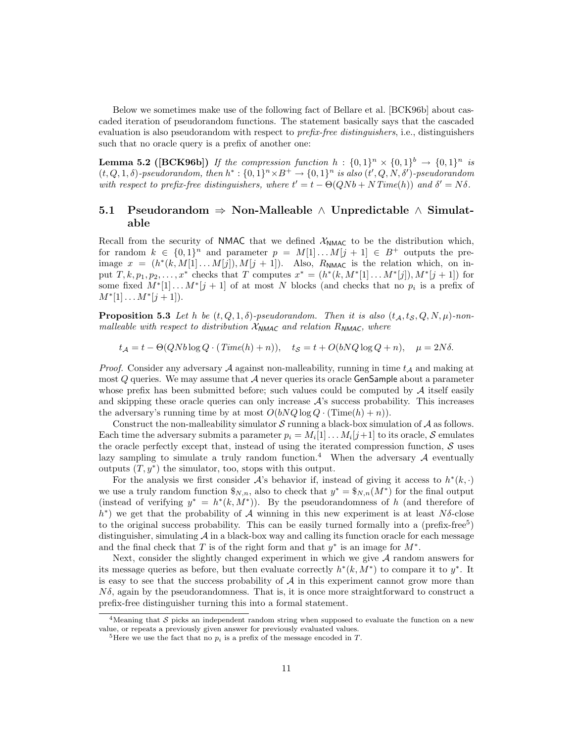Below we sometimes make use of the following fact of Bellare et al. [BCK96b] about cascaded iteration of pseudorandom functions. The statement basically says that the cascaded evaluation is also pseudorandom with respect to *prefix-free distinguishers*, i.e., distinguishers such that no oracle query is a prefix of another one:

**Lemma 5.2 ([BCK96b])** *If the compression function $h : \{0,1\}^n \times \{0,1\}^b \to \{0,1\}^n$ is $(t, Q, 1, \delta)$-pseudorandom, then $h^* : \{0,1\}^n \times B^+ \to \{0,1\}^n$ is also $(t', Q, N, \delta')$-pseudorandom with respect to prefix-free distinguishers, where $t' = t - \Theta(QNb + N\,Time(h))$ and $\delta' = N\delta$.*

## 5.1 Pseudorandom ⇒ Non-Malleable ∧ Unpredictable ∧ Simulatable

Recall from the security of $\mathsf{NMAC}$ that we defined $\mathcal{X}_{\mathsf{NMAC}}$ to be the distribution which, for random $k \in \{0,1\}^n$ and parameter $p = M[1] \dots M[j+1] \in B^+$ outputs the pre-image $x = (h^*(k, M[1] \dots M[j]), M[j+1])$. Also, $R_{\mathsf{NMAC}}$ is the relation which, on input $T, k, p_1, p_2, \dots, x^*$ checks that $T$ computes $x^* = (h^*(k, M^*[1] \dots M^*[j]), M^*[j+1])$ for some fixed $M^*[1] \dots M^*[j+1]$ of at most $N$ blocks (and checks that no $p_i$ is a prefix of $M^*[1] \dots M^*[j+1]$).

**Proposition 5.3** *Let $h$ be $(t, Q, 1, \delta)$-pseudorandom. Then it is also $(t_{\mathcal{A}}, t_{\mathcal{S}}, Q, N, \mu)$-non-malleable with respect to distribution $\mathcal{X}_{\mathsf{NMAC}}$ and relation $R_{\mathsf{NMAC}}$, where*

$$t_{\mathcal{A}} = t - \Theta(QNb \log Q \cdot (Time(h) + n)), \quad t_{\mathcal{S}} = t + O(bNQ \log Q + n), \quad \mu = 2N\delta.$$

*Proof.* Consider any adversary $\mathcal{A}$ against non-malleability, running in time $t_{\mathcal{A}}$ and making at most $Q$ queries. We may assume that $\mathcal{A}$ never queries its oracle $\mathsf{GenSample}$ about a parameter whose prefix has been submitted before; such values could be computed by $\mathcal{A}$ itself easily and skipping these oracle queries can only increase $\mathcal{A}$'s success probability. This increases the adversary's running time by at most $O(bNQ \log Q \cdot (\mathrm{Time}(h) + n))$.

Construct the non-malleability simulator $\mathcal{S}$ running a black-box simulation of $\mathcal{A}$ as follows. Each time the adversary submits a parameter $p_i = M_i[1] \dots M_i[j+1]$ to its oracle, $\mathcal{S}$ emulates the oracle perfectly except that, instead of using the iterated compression function, $\mathcal{S}$ uses lazy sampling to simulate a truly random function.[4] When the adversary $\mathcal{A}$ eventually outputs $(T, y^*)$ the simulator, too, stops with this output.

For the analysis we first consider $\mathcal{A}$'s behavior if, instead of giving it access to $h^*(k, \cdot)$ we use a truly random function $\$_{N,n}$, also to check that $y^* = \$_{N,n}(M^*)$ for the final output (instead of verifying $y^* = h^*(k, M^*)$). By the pseudorandomness of $h$ (and therefore of $h^*$) we get that the probability of $\mathcal{A}$ winning in this new experiment is at least $N\delta$-close to the original success probability. This can be easily turned formally into a (prefix-free[5]) distinguisher, simulating $\mathcal{A}$ in a black-box way and calling its function oracle for each message and the final check that $T$ is of the right form and that $y^*$ is an image for $M^*$.

Next, consider the slightly changed experiment in which we give $\mathcal{A}$ random answers for its message queries as before, but then evaluate correctly $h^*(k, M^*)$ to compare it to $y^*$. It is easy to see that the success probability of $\mathcal{A}$ in this experiment cannot grow more than $N\delta$, again by the pseudorandomness. That is, it is once more straightforward to construct a prefix-free distinguisher turning this into a formal statement.

[4] Meaning that $\mathcal{S}$ picks an independent random string when supposed to evaluate the function on a new value, or repeats a previously given answer for previously evaluated values.

[5] Here we use the fact that no $p_i$ is a prefix of the message encoded in $T$.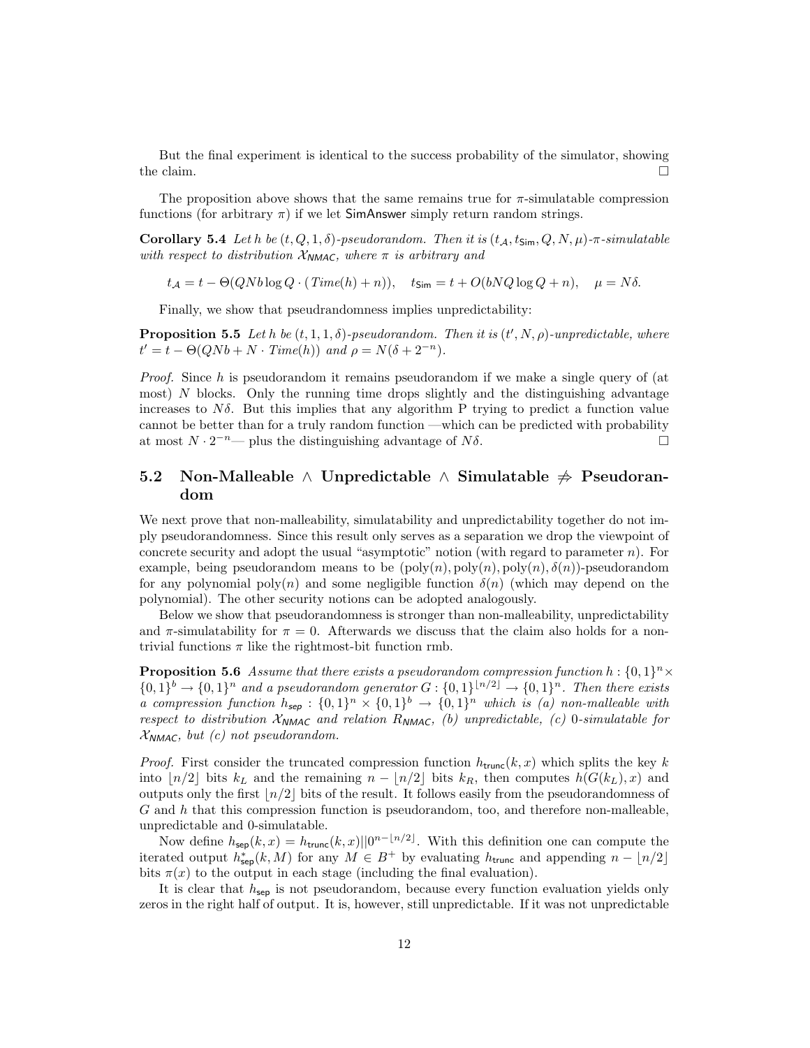But the final experiment is identical to the success probability of the simulator, showing the claim. □

The proposition above shows that the same remains true for $\pi$-simulatable compression functions (for arbitrary $\pi$) if we let SimAnswer simply return random strings.

**Corollary 5.4** *Let $h$ be $(t, Q, 1, \delta)$-pseudorandom. Then it is $(t_{\mathcal{A}}, t_{\mathsf{Sim}}, Q, N, \mu)$-$\pi$-simulatable with respect to distribution $\mathcal{X}_{\mathsf{NMAC}}$, where $\pi$ is arbitrary and*

$$t_{\mathcal{A}} = t - \Theta(QNb \log Q \cdot (\mathit{Time}(h) + n)), \quad t_{\mathsf{Sim}} = t + O(bNQ \log Q + n), \quad \mu = N\delta.$$

Finally, we show that pseudrandomness implies unpredictability:

**Proposition 5.5** *Let $h$ be $(t, 1, 1, \delta)$-pseudorandom. Then it is $(t', N, \rho)$-unpredictable, where $t' = t - \Theta(QNb + N \cdot \mathit{Time}(h))$ and $\rho = N(\delta + 2^{-n})$.*

*Proof.* Since $h$ is pseudorandom it remains pseudorandom if we make a single query of (at most) $N$ blocks. Only the running time drops slightly and the distinguishing advantage increases to $N\delta$. But this implies that any algorithm P trying to predict a function value cannot be better than for a truly random function —which can be predicted with probability at most $N \cdot 2^{-n}$— plus the distinguishing advantage of $N\delta$. □

## 5.2 Non-Malleable $\wedge$ Unpredictable $\wedge$ Simulatable $\not\Rightarrow$ Pseudorandom

We next prove that non-malleability, simulatability and unpredictability together do not imply pseudorandomness. Since this result only serves as a separation we drop the viewpoint of concrete security and adopt the usual "asymptotic" notion (with regard to parameter $n$). For example, being pseudorandom means to be $(\mathrm{poly}(n), \mathrm{poly}(n), \mathrm{poly}(n), \delta(n))$-pseudorandom for any polynomial $\mathrm{poly}(n)$ and some negligible function $\delta(n)$ (which may depend on the polynomial). The other security notions can be adopted analogously.

Below we show that pseudorandomness is stronger than non-malleability, unpredictability and $\pi$-simulatability for $\pi = 0$. Afterwards we discuss that the claim also holds for a non-trivial functions $\pi$ like the rightmost-bit function rmb.

**Proposition 5.6** *Assume that there exists a pseudorandom compression function $h : \{0,1\}^n \times \{0,1\}^b \to \{0,1\}^n$ and a pseudorandom generator $G : \{0,1\}^{\lfloor n/2 \rfloor} \to \{0,1\}^n$. Then there exists a compression function $h_{\mathsf{sep}} : \{0,1\}^n \times \{0,1\}^b \to \{0,1\}^n$ which is (a) non-malleable with respect to distribution $\mathcal{X}_{\mathsf{NMAC}}$ and relation $R_{\mathsf{NMAC}}$, (b) unpredictable, (c) 0-simulatable for $\mathcal{X}_{\mathsf{NMAC}}$, but (c) not pseudorandom.*

*Proof.* First consider the truncated compression function $h_{\mathsf{trunc}}(k, x)$ which splits the key $k$ into $\lfloor n/2 \rfloor$ bits $k_L$ and the remaining $n - \lfloor n/2 \rfloor$ bits $k_R$, then computes $h(G(k_L), x)$ and outputs only the first $\lfloor n/2 \rfloor$ bits of the result. It follows easily from the pseudorandomness of $G$ and $h$ that this compression function is pseudorandom, too, and therefore non-malleable, unpredictable and 0-simulatable.

Now define $h_{\mathsf{sep}}(k, x) = h_{\mathsf{trunc}}(k, x) || 0^{n - \lfloor n/2 \rfloor}$. With this definition one can compute the iterated output $h^*_{\mathsf{sep}}(k, M)$ for any $M \in B^+$ by evaluating $h_{\mathsf{trunc}}$ and appending $n - \lfloor n/2 \rfloor$ bits $\pi(x)$ to the output in each stage (including the final evaluation).

It is clear that $h_{\mathsf{sep}}$ is not pseudorandom, because every function evaluation yields only zeros in the right half of output. It is, however, still unpredictable. If it was not unpredictable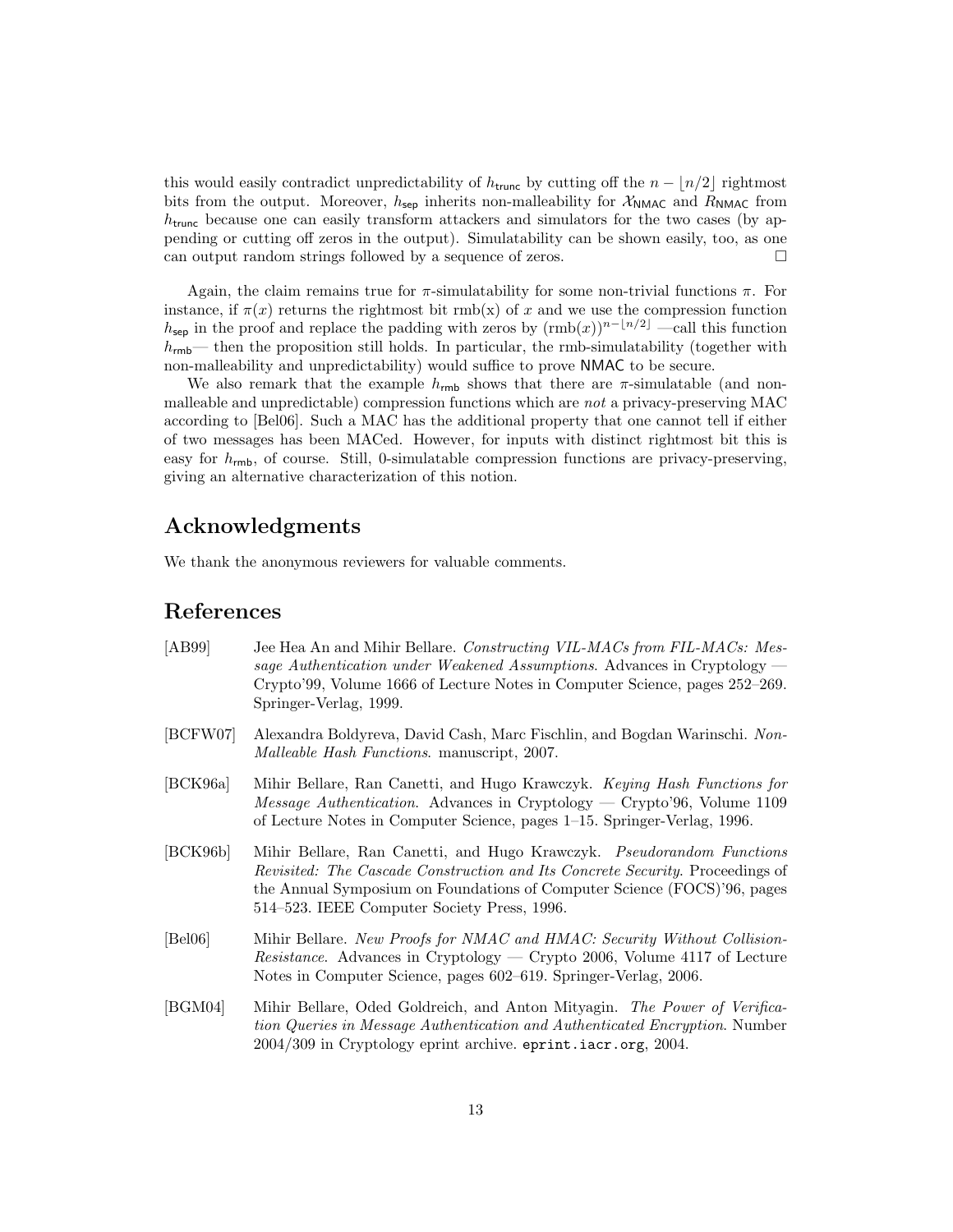this would easily contradict unpredictability of $h_{\mathsf{trunc}}$ by cutting off the $n - \lfloor n/2 \rfloor$ rightmost bits from the output. Moreover, $h_{\mathsf{sep}}$ inherits non-malleability for $\mathcal{X}_{\mathsf{NMAC}}$ and $R_{\mathsf{NMAC}}$ from $h_{\mathsf{trunc}}$ because one can easily transform attackers and simulators for the two cases (by appending or cutting off zeros in the output). Simulatability can be shown easily, too, as one can output random strings followed by a sequence of zeros. □

Again, the claim remains true for $\pi$-simulatability for some non-trivial functions $\pi$. For instance, if $\pi(x)$ returns the rightmost bit rmb(x) of $x$ and we use the compression function $h_{\mathsf{sep}}$ in the proof and replace the padding with zeros by $(\mathrm{rmb}(x))^{n-\lfloor n/2 \rfloor}$ —call this function $h_{\mathsf{rmb}}$— then the proposition still holds. In particular, the rmb-simulatability (together with non-malleability and unpredictability) would suffice to prove NMAC to be secure.

We also remark that the example $h_{\mathsf{rmb}}$ shows that there are $\pi$-simulatable (and non-malleable and unpredictable) compression functions which are *not* a privacy-preserving MAC according to [Bel06]. Such a MAC has the additional property that one cannot tell if either of two messages has been MACed. However, for inputs with distinct rightmost bit this is easy for $h_{\mathsf{rmb}}$, of course. Still, 0-simulatable compression functions are privacy-preserving, giving an alternative characterization of this notion.

## Acknowledgments

We thank the anonymous reviewers for valuable comments.

## References

[AB99] Jee Hea An and Mihir Bellare. *Constructing VIL-MACs from FIL-MACs: Message Authentication under Weakened Assumptions*. Advances in Cryptology — Crypto'99, Volume 1666 of Lecture Notes in Computer Science, pages 252–269. Springer-Verlag, 1999.

[BCFW07] Alexandra Boldyreva, David Cash, Marc Fischlin, and Bogdan Warinschi. *Non-Malleable Hash Functions*. manuscript, 2007.

[BCK96a] Mihir Bellare, Ran Canetti, and Hugo Krawczyk. *Keying Hash Functions for Message Authentication*. Advances in Cryptology — Crypto'96, Volume 1109 of Lecture Notes in Computer Science, pages 1–15. Springer-Verlag, 1996.

[BCK96b] Mihir Bellare, Ran Canetti, and Hugo Krawczyk. *Pseudorandom Functions Revisited: The Cascade Construction and Its Concrete Security*. Proceedings of the Annual Symposium on Foundations of Computer Science (FOCS)'96, pages 514–523. IEEE Computer Society Press, 1996.

[Bel06] Mihir Bellare. *New Proofs for NMAC and HMAC: Security Without Collision-Resistance*. Advances in Cryptology — Crypto 2006, Volume 4117 of Lecture Notes in Computer Science, pages 602–619. Springer-Verlag, 2006.

[BGM04] Mihir Bellare, Oded Goldreich, and Anton Mityagin. *The Power of Verification Queries in Message Authentication and Authenticated Encryption*. Number 2004/309 in Cryptology eprint archive. eprint.iacr.org, 2004.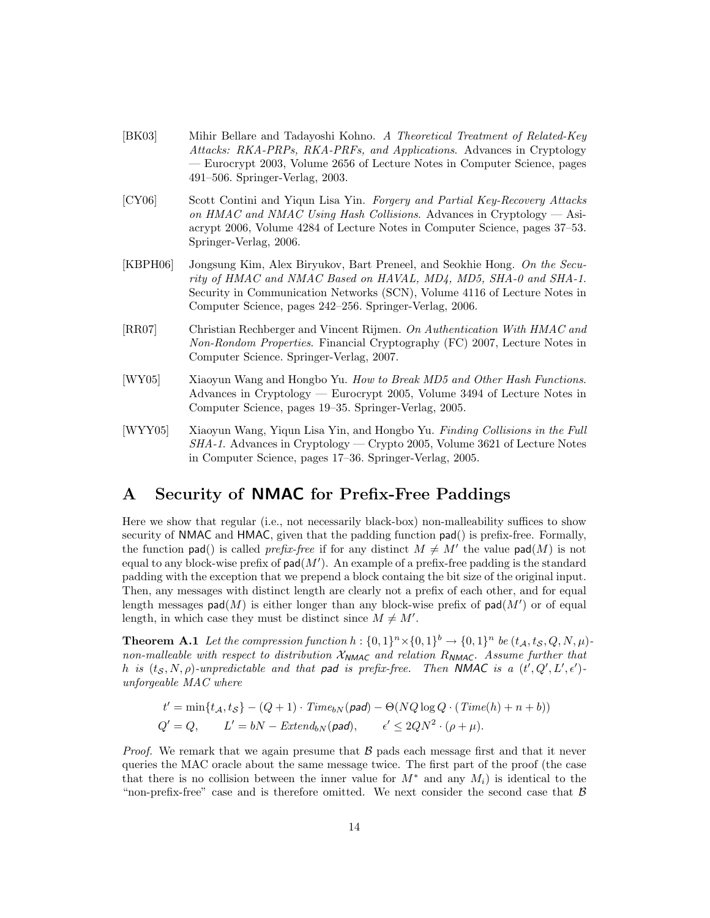[BK03] Mihir Bellare and Tadayoshi Kohno. *A Theoretical Treatment of Related-Key Attacks: RKA-PRPs, RKA-PRFs, and Applications*. Advances in Cryptology — Eurocrypt 2003, Volume 2656 of Lecture Notes in Computer Science, pages 491–506. Springer-Verlag, 2003.

[CY06] Scott Contini and Yiqun Lisa Yin. *Forgery and Partial Key-Recovery Attacks on HMAC and NMAC Using Hash Collisions*. Advances in Cryptology — Asiacrypt 2006, Volume 4284 of Lecture Notes in Computer Science, pages 37–53. Springer-Verlag, 2006.

[KBPH06] Jongsung Kim, Alex Biryukov, Bart Preneel, and Seokhie Hong. *On the Security of HMAC and NMAC Based on HAVAL, MD4, MD5, SHA-0 and SHA-1*. Security in Communication Networks (SCN), Volume 4116 of Lecture Notes in Computer Science, pages 242–256. Springer-Verlag, 2006.

[RR07] Christian Rechberger and Vincent Rijmen. *On Authentication With HMAC and Non-Rondom Properties*. Financial Cryptography (FC) 2007, Lecture Notes in Computer Science. Springer-Verlag, 2007.

[WY05] Xiaoyun Wang and Hongbo Yu. *How to Break MD5 and Other Hash Functions*. Advances in Cryptology — Eurocrypt 2005, Volume 3494 of Lecture Notes in Computer Science, pages 19–35. Springer-Verlag, 2005.

[WYY05] Xiaoyun Wang, Yiqun Lisa Yin, and Hongbo Yu. *Finding Collisions in the Full SHA-1*. Advances in Cryptology — Crypto 2005, Volume 3621 of Lecture Notes in Computer Science, pages 17–36. Springer-Verlag, 2005.

# A Security of NMAC for Prefix-Free Paddings

Here we show that regular (i.e., not necessarily black-box) non-malleability suffices to show security of NMAC and HMAC, given that the padding function pad() is prefix-free. Formally, the function pad() is called *prefix-free* if for any distinct $M \neq M'$ the value $\mathsf{pad}(M)$ is not equal to any block-wise prefix of $\mathsf{pad}(M')$. An example of a prefix-free padding is the standard padding with the exception that we prepend a block containg the bit size of the original input. Then, any messages with distinct length are clearly not a prefix of each other, and for equal length messages $\mathsf{pad}(M)$ is either longer than any block-wise prefix of $\mathsf{pad}(M')$ or of equal length, in which case they must be distinct since $M \neq M'$.

**Theorem A.1** *Let the compression function $h : \{0,1\}^n \times \{0,1\}^b \to \{0,1\}^n$ be $(t_{\mathcal{A}}, t_{\mathcal{S}}, Q, N, \mu)$-non-malleable with respect to distribution $\mathcal{X}_{\mathsf{NMAC}}$ and relation $R_{\mathsf{NMAC}}$. Assume further that $h$ is $(t_{\mathcal{S}}, N, \rho)$-unpredictable and that $\mathsf{pad}$ is prefix-free. Then $\mathsf{NMAC}$ is a $(t', Q', L', \epsilon')$-unforgeable MAC where*

$$t' = \min\{t_{\mathcal{A}}, t_{\mathcal{S}}\} - (Q+1) \cdot \mathit{Time}_{bN}(\mathsf{pad}) - \Theta(NQ \log Q \cdot (\mathit{Time}(h) + n + b))$$

$$Q' = Q, \qquad L' = bN - \mathit{Extend}_{bN}(\mathsf{pad}), \qquad \epsilon' \leq 2QN^2 \cdot (\rho + \mu).$$

*Proof.* We remark that we again presume that $\mathcal{B}$ pads each message first and that it never queries the MAC oracle about the same message twice. The first part of the proof (the case that there is no collision between the inner value for $M^*$ and any $M_i$) is identical to the "non-prefix-free" case and is therefore omitted. We next consider the second case that $\mathcal{B}$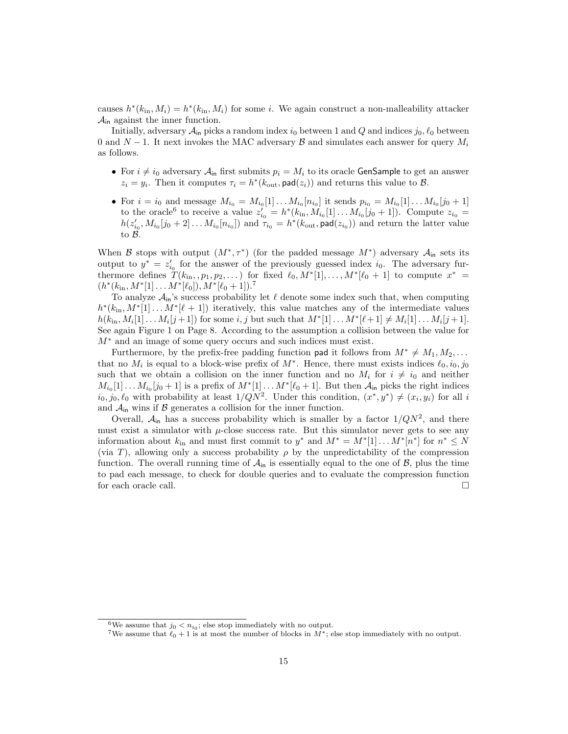causes $h^*(k_{\text{in}}, M_i) = h^*(k_{\text{in}}, M_i)$ for some $i$. We again construct a non-malleability attacker $\mathcal{A}_{\mathsf{in}}$ against the inner function.

Initially, adversary $\mathcal{A}_{\mathsf{in}}$ picks a random index $i_0$ between 1 and $Q$ and indices $j_0, \ell_0$ between 0 and $N-1$. It next invokes the MAC adversary $\mathcal{B}$ and simulates each answer for query $M_i$ as follows.

- For $i \neq i_0$ adversary $\mathcal{A}_{\mathsf{in}}$ first submits $p_i = M_i$ to its oracle $\mathsf{GenSample}$ to get an answer $z_i = y_i$. Then it computes $\tau_i = h^*(k_{\text{out}}, \mathsf{pad}(z_i))$ and returns this value to $\mathcal{B}$.
- For $i = i_0$ and message $M_{i_0} = M_{i_0}[1] \dots M_{i_0}[n_{i_0}]$ it sends $p_{i_0} = M_{i_0}[1] \dots M_{i_0}[j_0+1]$ to the oracle[6] to receive a value $z'_{i_0} = h^*(k_{\text{in}}, M_{i_0}[1] \dots M_{i_0}[j_0+1])$. Compute $z_{i_0} = h(z'_{i_0}, M_{i_0}[j_0+2] \dots M_{i_0}[n_{i_0}])$ and $\tau_{i_0} = h^*(k_{\text{out}}, \mathsf{pad}(z_{i_0}))$ and return the latter value to $\mathcal{B}$.

When $\mathcal{B}$ stops with output $(M^*, \tau^*)$ (for the padded message $M^*$) adversary $\mathcal{A}_{\mathsf{in}}$ sets its output to $y^* = z'_{i_0}$ for the answer of the previously guessed index $i_0$. The adversary furthermore defines $T(k_{\text{in}}, , p_1, p_2, \dots)$ for fixed $\ell_0, M^*[1], \dots, M^*[\ell_0+1]$ to compute $x^* = (h^*(k_{\text{in}}, M^*[1] \dots M^*[\ell_0]), M^*[\ell_0+1])$.[7]

To analyze $\mathcal{A}_{\mathsf{in}}$'s success probability let $\ell$ denote some index such that, when computing $h^*(k_{\text{in}}, M^*[1] \dots M^*[\ell+1])$ iteratively, this value matches any of the intermediate values $h(k_{\text{in}}, M_i[1] \dots M_i[j+1])$ for some $i, j$ but such that $M^*[1] \dots M^*[\ell+1] \neq M_i[1] \dots M_i[j+1]$. See again Figure 1 on Page 8. According to the assumption a collision between the value for $M^*$ and an image of some query occurs and such indices must exist.

Furthermore, by the prefix-free padding function $\mathsf{pad}$ it follows from $M^* \neq M_1, M_2, \dots$ that no $M_i$ is equal to a block-wise prefix of $M^*$. Hence, there must exists indices $\ell_0, i_0, j_0$ such that we obtain a collision on the inner function and no $M_i$ for $i \neq i_0$ and neither $M_{i_0}[1] \dots M_{i_0}[j_0+1]$ is a prefix of $M^*[1] \dots M^*[\ell_0+1]$. But then $\mathcal{A}_{\mathsf{in}}$ picks the right indices $i_0, j_0, \ell_0$ with probability at least $1/QN^2$. Under this condition, $(x^*, y^*) \neq (x_i, y_i)$ for all $i$ and $\mathcal{A}_{\mathsf{in}}$ wins if $\mathcal{B}$ generates a collision for the inner function.

Overall, $\mathcal{A}_{\mathsf{in}}$ has a success probability which is smaller by a factor $1/QN^2$, and there must exist a simulator with $\mu$-close success rate. But this simulator never gets to see any information about $k_{\text{in}}$ and must first commit to $y^*$ and $M^* = M^*[1] \dots M^*[n^*]$ for $n^* \leq N$ (via $T$), allowing only a success probability $\rho$ by the unpredictability of the compression function. The overall running time of $\mathcal{A}_{\mathsf{in}}$ is essentially equal to the one of $\mathcal{B}$, plus the time to pad each message, to check for double queries and to evaluate the compression function for each oracle call. □

[6] We assume that $j_0 < n_{i_0}$; else stop immediately with no output.

[7] We assume that $\ell_0 + 1$ is at most the number of blocks in $M^*$; else stop immediately with no output.